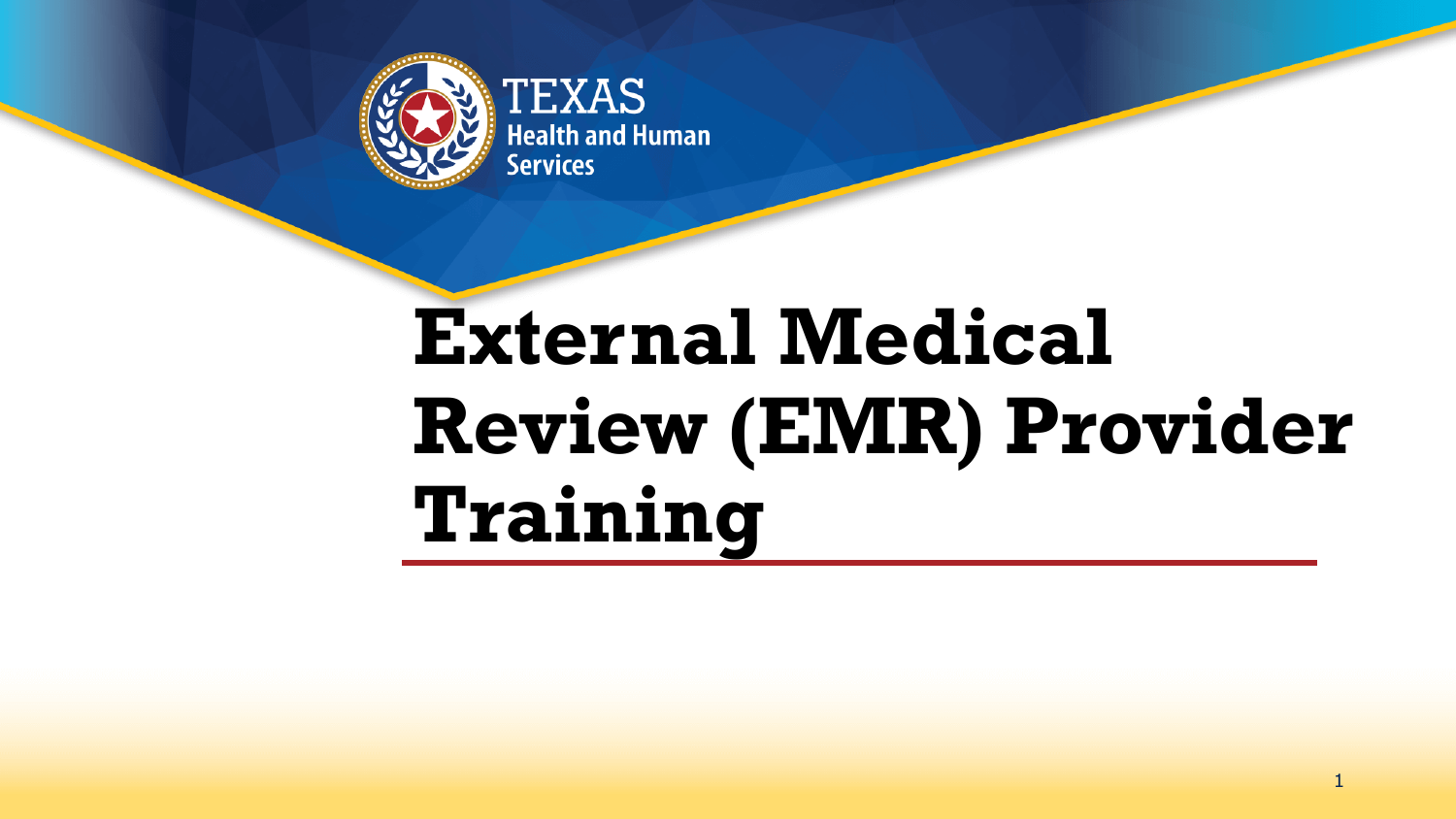TEXAS
Health and Human Services

# External Medical Review (EMR) Provider Training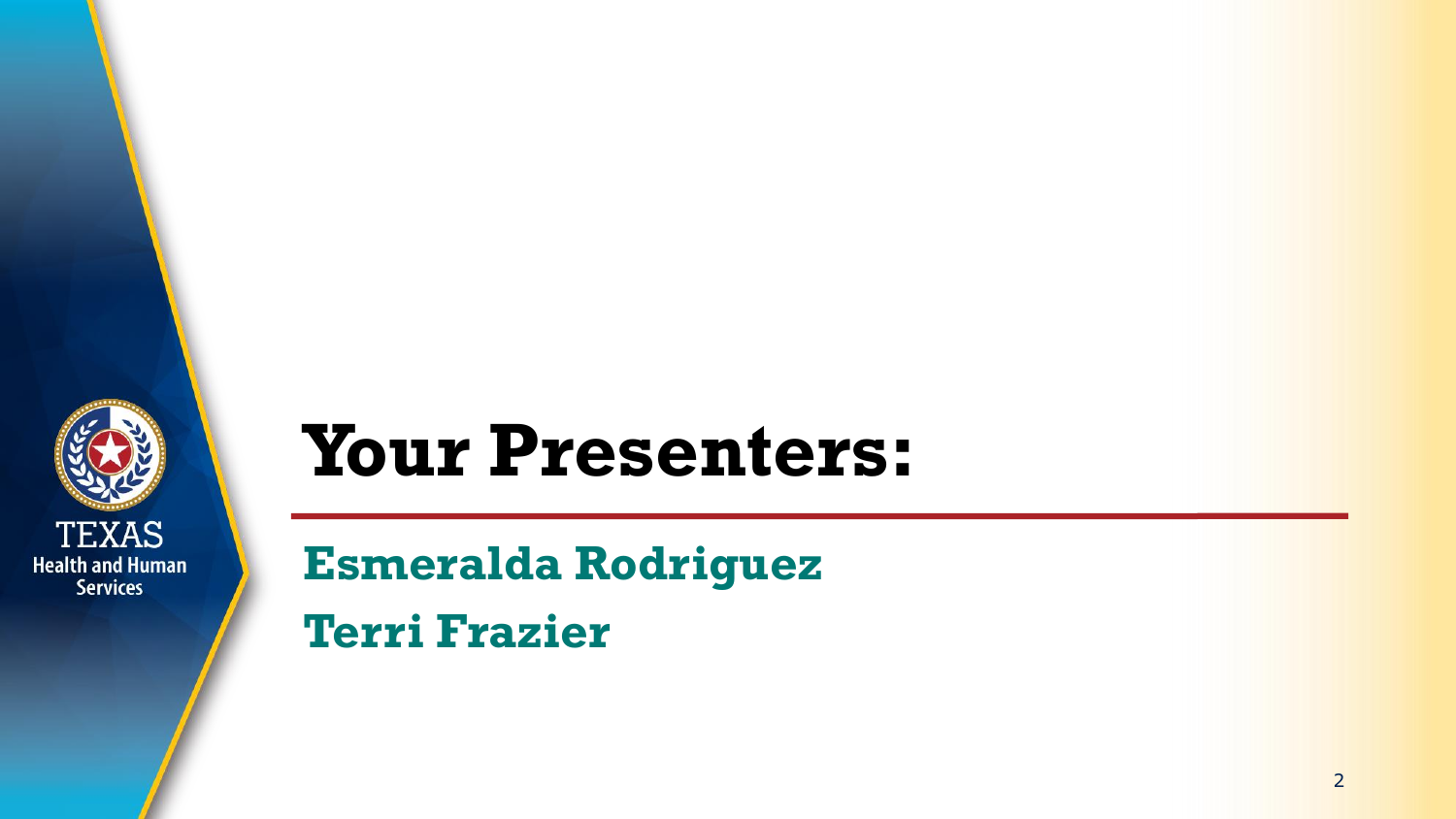# Your Presenters:

**Esmeralda Rodriguez**

**Terri Frazier**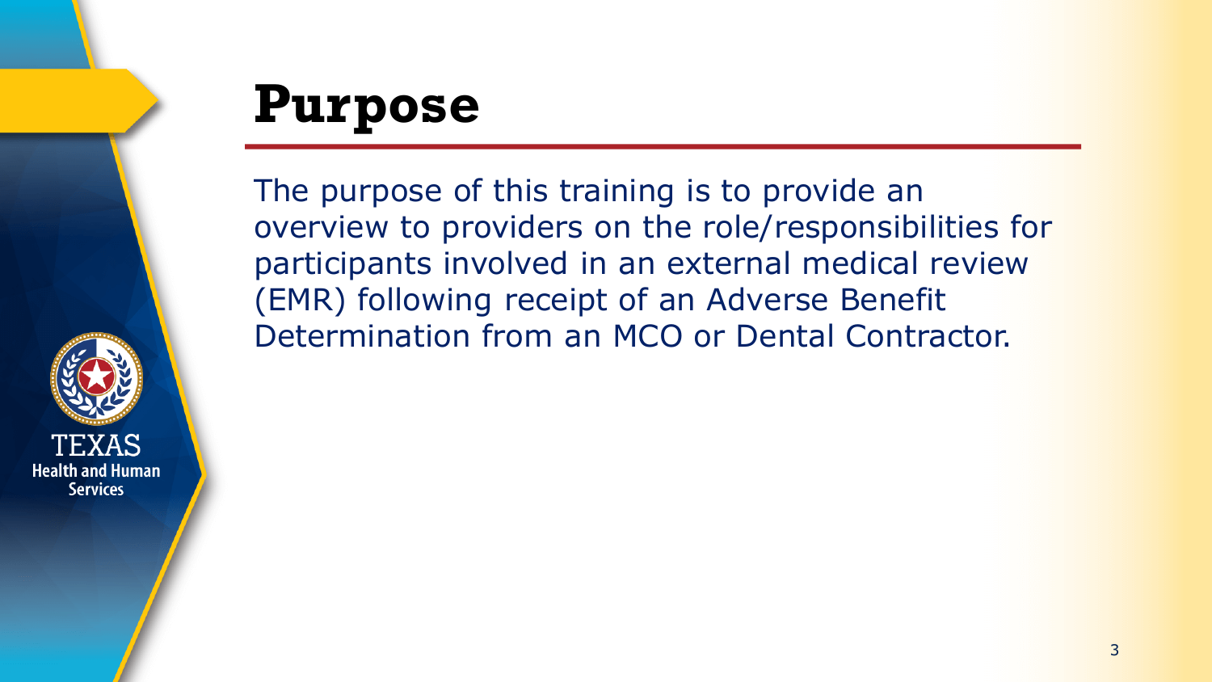# Purpose

The purpose of this training is to provide an overview to providers on the role/responsibilities for participants involved in an external medical review (EMR) following receipt of an Adverse Benefit Determination from an MCO or Dental Contractor.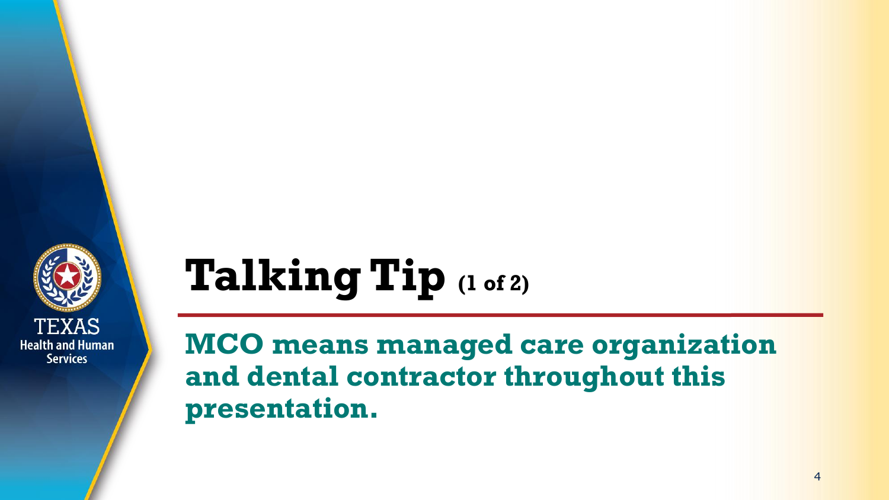# Talking Tip (1 of 2)

**MCO means managed care organization and dental contractor throughout this presentation.**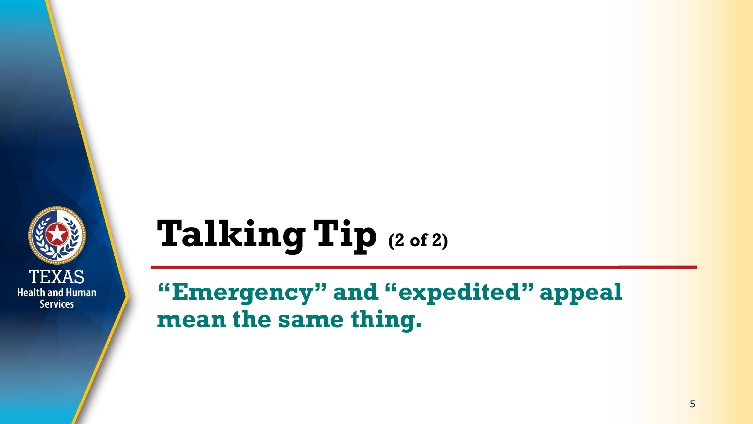# Talking Tip (2 of 2)

**“Emergency” and “expedited” appeal mean the same thing.**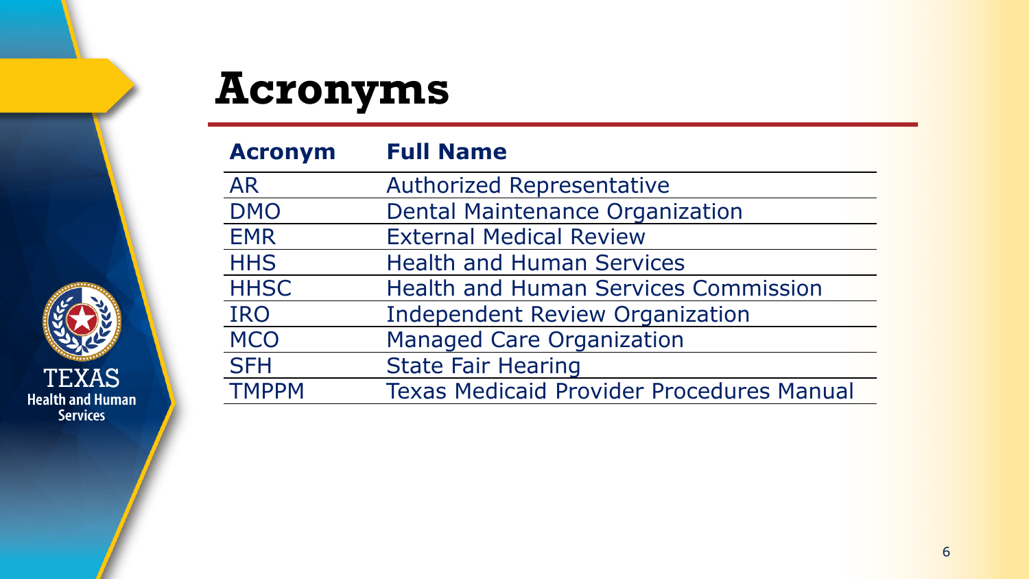# Acronyms

| Acronym | Full Name |
|---|---|
| AR | Authorized Representative |
| DMO | Dental Maintenance Organization |
| EMR | External Medical Review |
| HHS | Health and Human Services |
| HHSC | Health and Human Services Commission |
| IRO | Independent Review Organization |
| MCO | Managed Care Organization |
| SFH | State Fair Hearing |
| TMPPM | Texas Medicaid Provider Procedures Manual |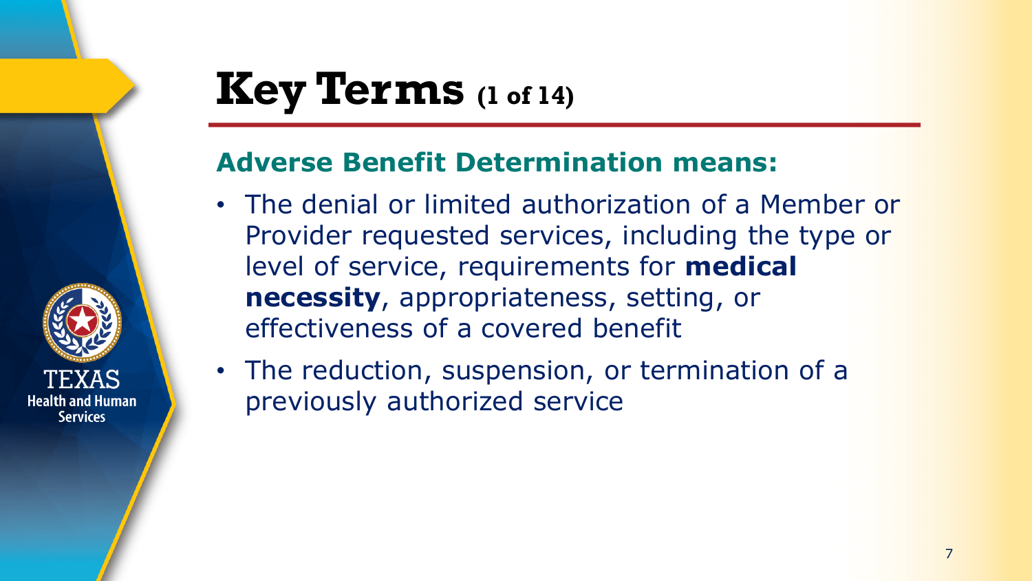# Key Terms (1 of 14)

## Adverse Benefit Determination means:

- The denial or limited authorization of a Member or Provider requested services, including the type or level of service, requirements for **medical necessity**, appropriateness, setting, or effectiveness of a covered benefit
- The reduction, suspension, or termination of a previously authorized service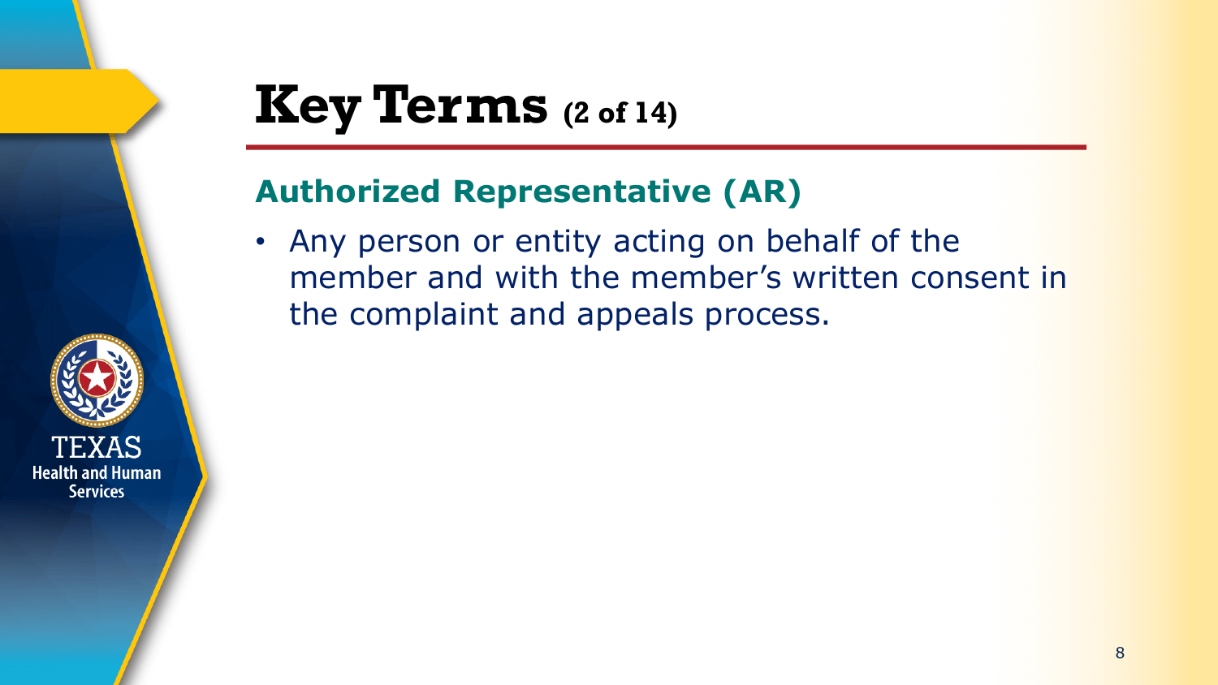# Key Terms (2 of 14)

## Authorized Representative (AR)

- Any person or entity acting on behalf of the member and with the member's written consent in the complaint and appeals process.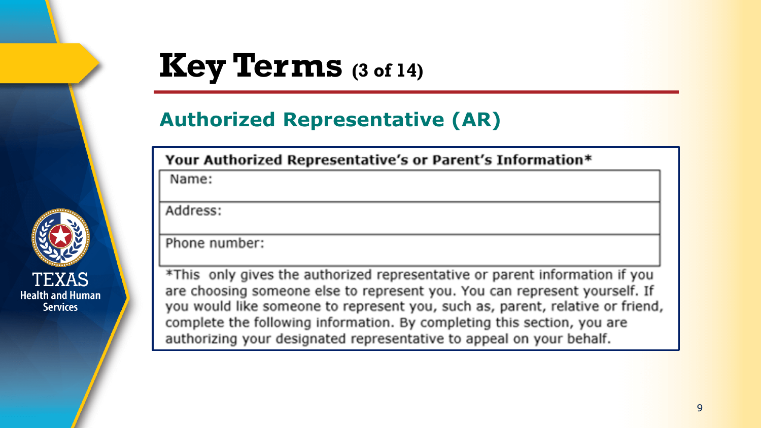# Key Terms (3 of 14)

## Authorized Representative (AR)

**Your Authorized Representative's or Parent's Information***

| Name: |
|---|
| Address: |
| Phone number: |

*This only gives the authorized representative or parent information if you are choosing someone else to represent you. You can represent yourself. If you would like someone to represent you, such as, parent, relative or friend, complete the following information. By completing this section, you are authorizing your designated representative to appeal on your behalf.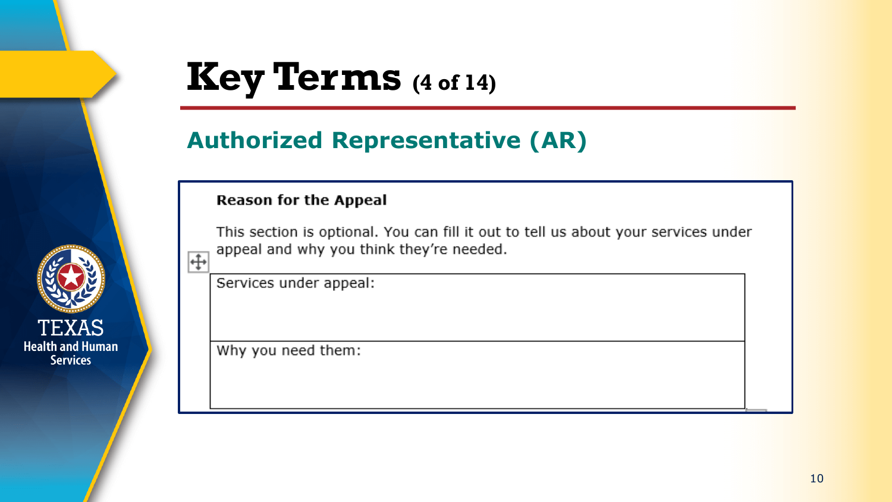# Key Terms (4 of 14)

## Authorized Representative (AR)

**Reason for the Appeal**

This section is optional. You can fill it out to tell us about your services under appeal and why you think they're needed.

| Services under appeal: |
| --- |
| Why you need them: |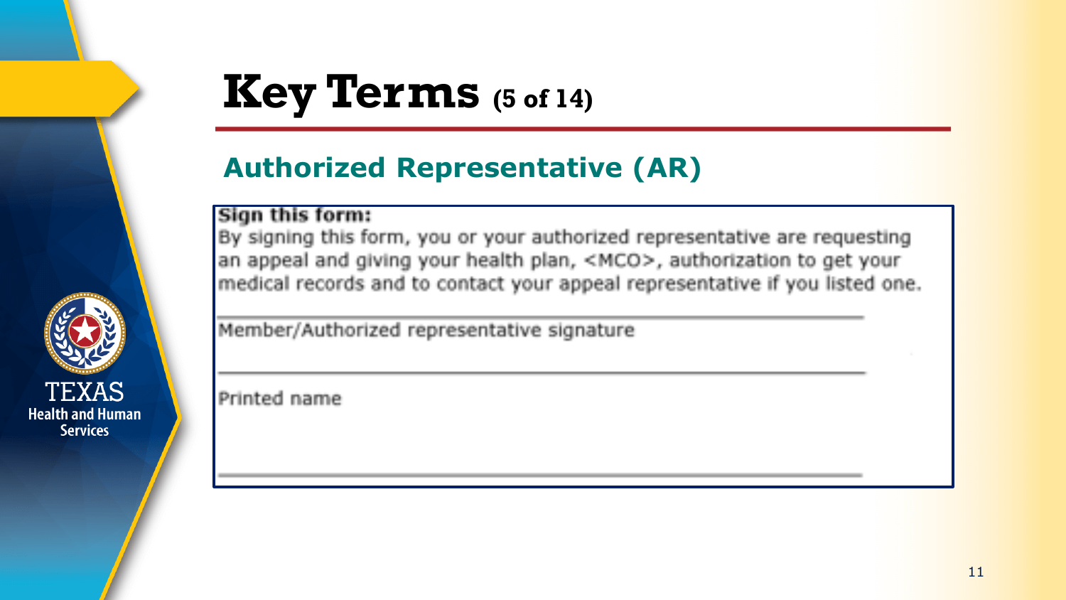# Key Terms (5 of 14)

## Authorized Representative (AR)

**Sign this form:**

By signing this form, you or your authorized representative are requesting an appeal and giving your health plan, <MCO>, authorization to get your medical records and to contact your appeal representative if you listed one.

\_\_\_\_\_\_\_\_\_\_\_\_\_\_\_\_\_\_\_\_\_\_\_\_\_\_\_\_\_\_\_\_\_\_\_\_\_\_\_\_\_\_\_\_\_\_\_\_

Member/Authorized representative signature

\_\_\_\_\_\_\_\_\_\_\_\_\_\_\_\_\_\_\_\_\_\_\_\_\_\_\_\_\_\_\_\_\_\_\_\_\_\_\_\_\_\_\_\_\_\_\_\_

Printed name

\_\_\_\_\_\_\_\_\_\_\_\_\_\_\_\_\_\_\_\_\_\_\_\_\_\_\_\_\_\_\_\_\_\_\_\_\_\_\_\_\_\_\_\_\_\_\_\_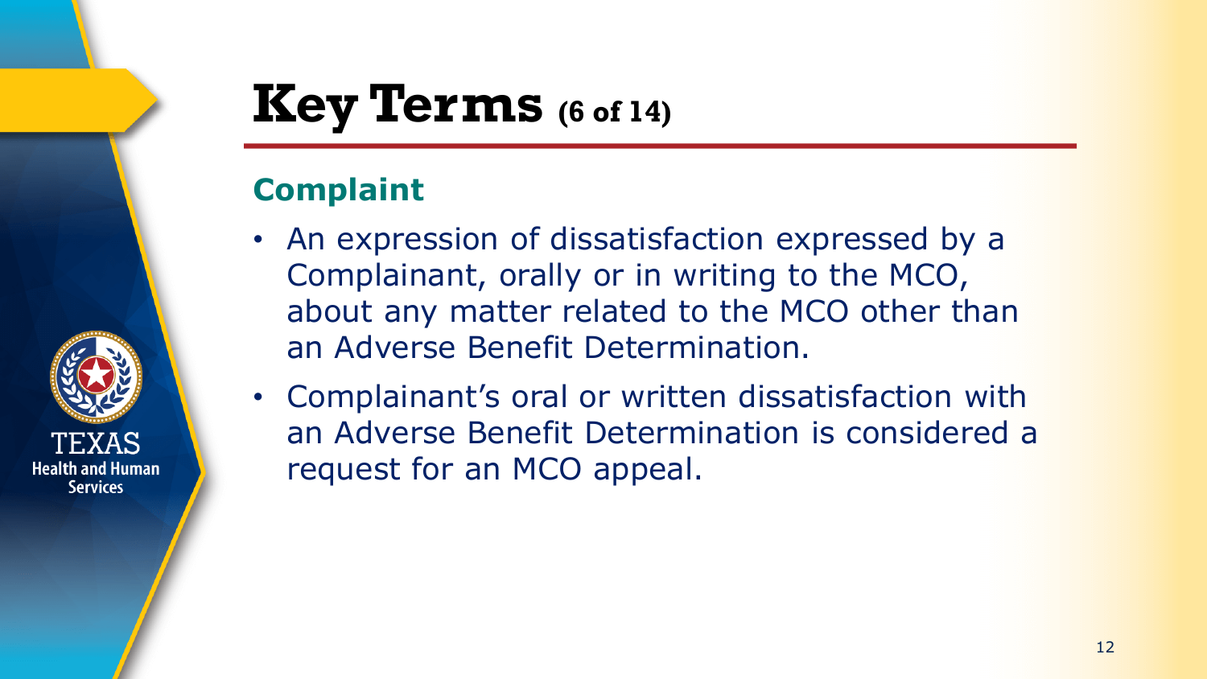# Key Terms (6 of 14)

## Complaint

- An expression of dissatisfaction expressed by a Complainant, orally or in writing to the MCO, about any matter related to the MCO other than an Adverse Benefit Determination.
- Complainant's oral or written dissatisfaction with an Adverse Benefit Determination is considered a request for an MCO appeal.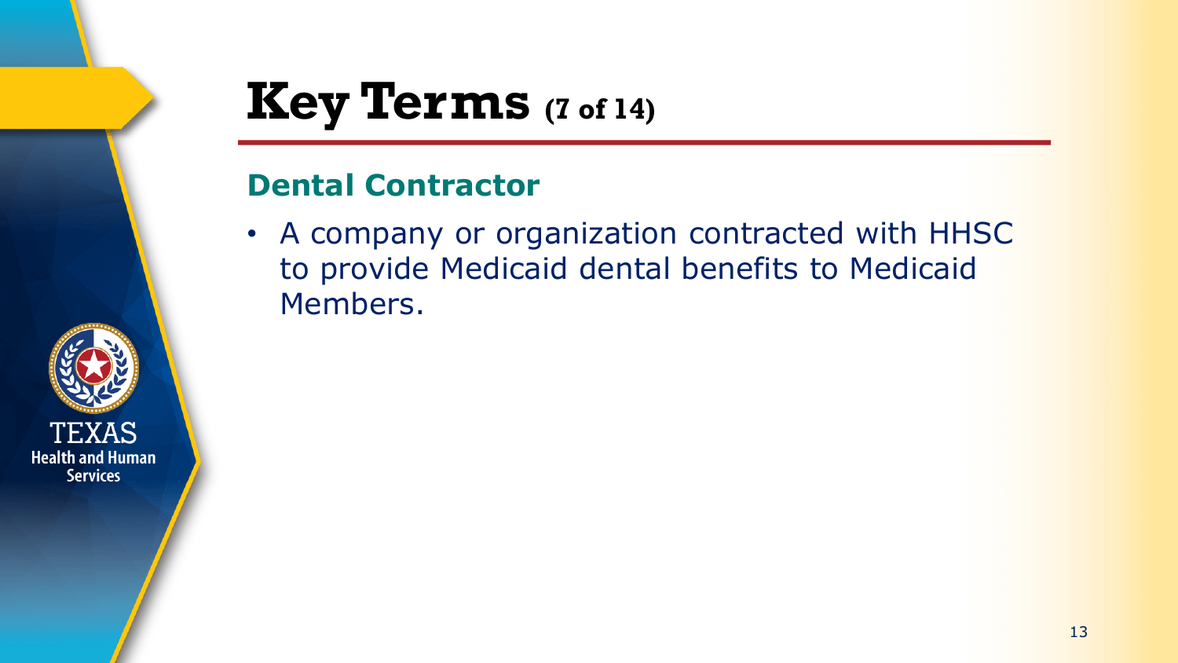# Key Terms (7 of 14)

## Dental Contractor

- A company or organization contracted with HHSC to provide Medicaid dental benefits to Medicaid Members.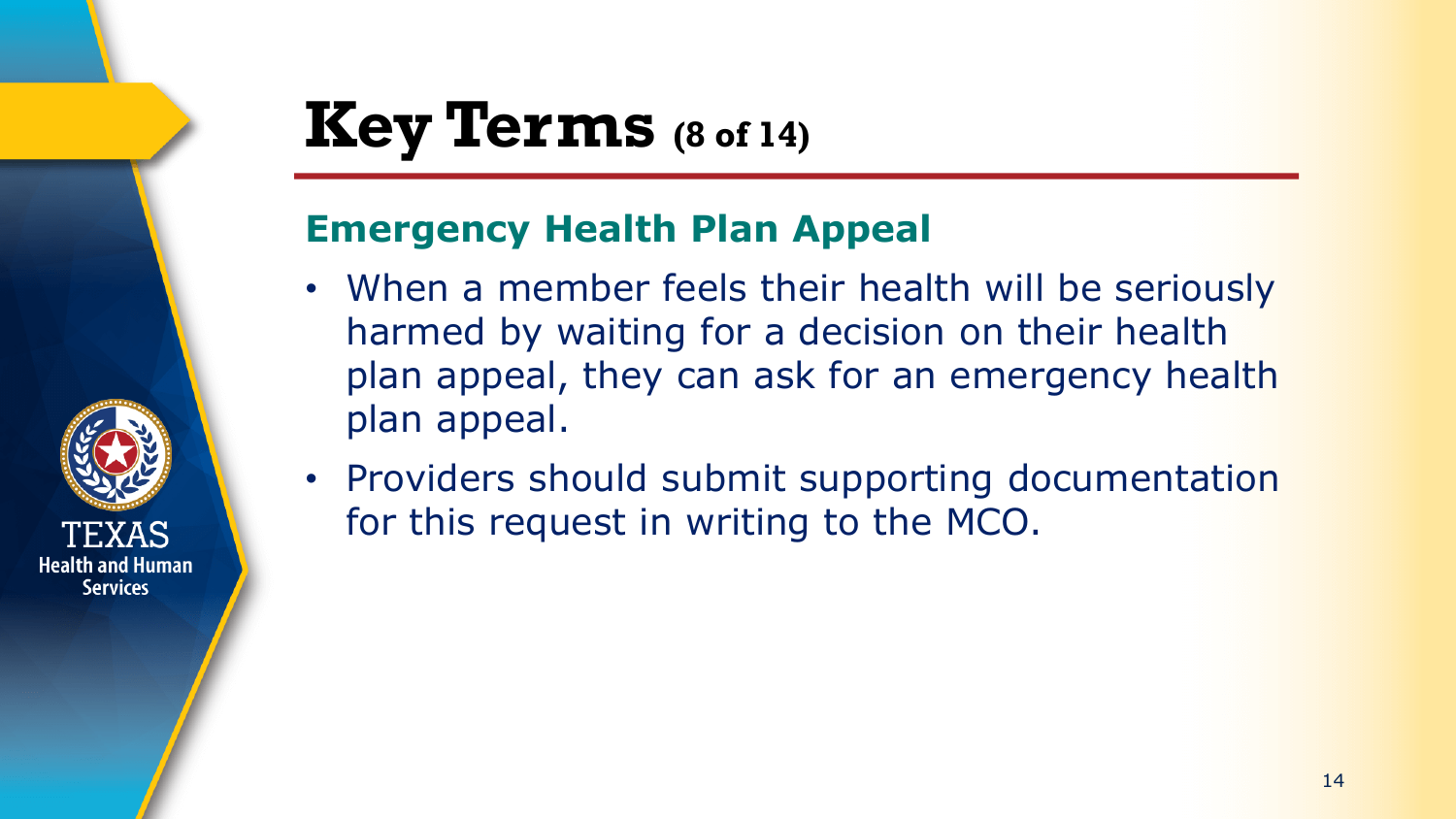# Key Terms (8 of 14)

## Emergency Health Plan Appeal

- When a member feels their health will be seriously harmed by waiting for a decision on their health plan appeal, they can ask for an emergency health plan appeal.
- Providers should submit supporting documentation for this request in writing to the MCO.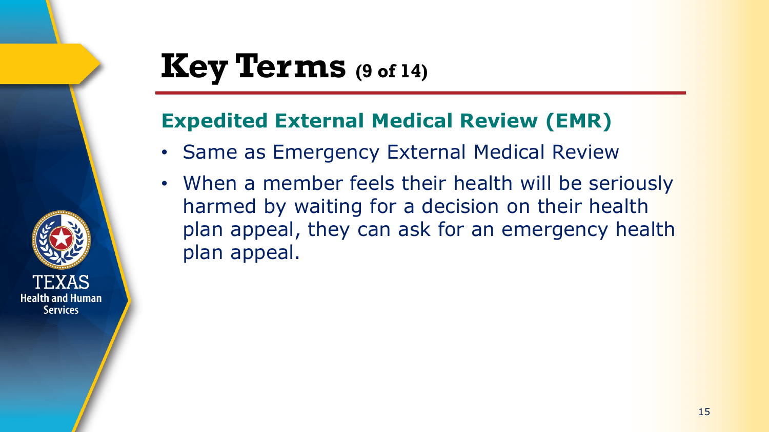# Key Terms (9 of 14)

## Expedited External Medical Review (EMR)

- Same as Emergency External Medical Review
- When a member feels their health will be seriously harmed by waiting for a decision on their health plan appeal, they can ask for an emergency health plan appeal.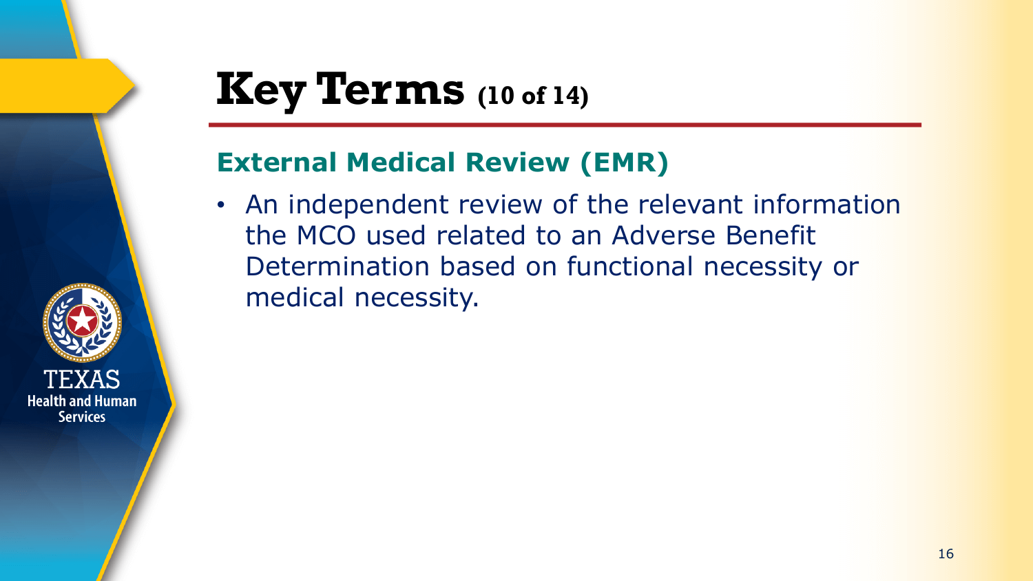# Key Terms (10 of 14)

## External Medical Review (EMR)

- An independent review of the relevant information the MCO used related to an Adverse Benefit Determination based on functional necessity or medical necessity.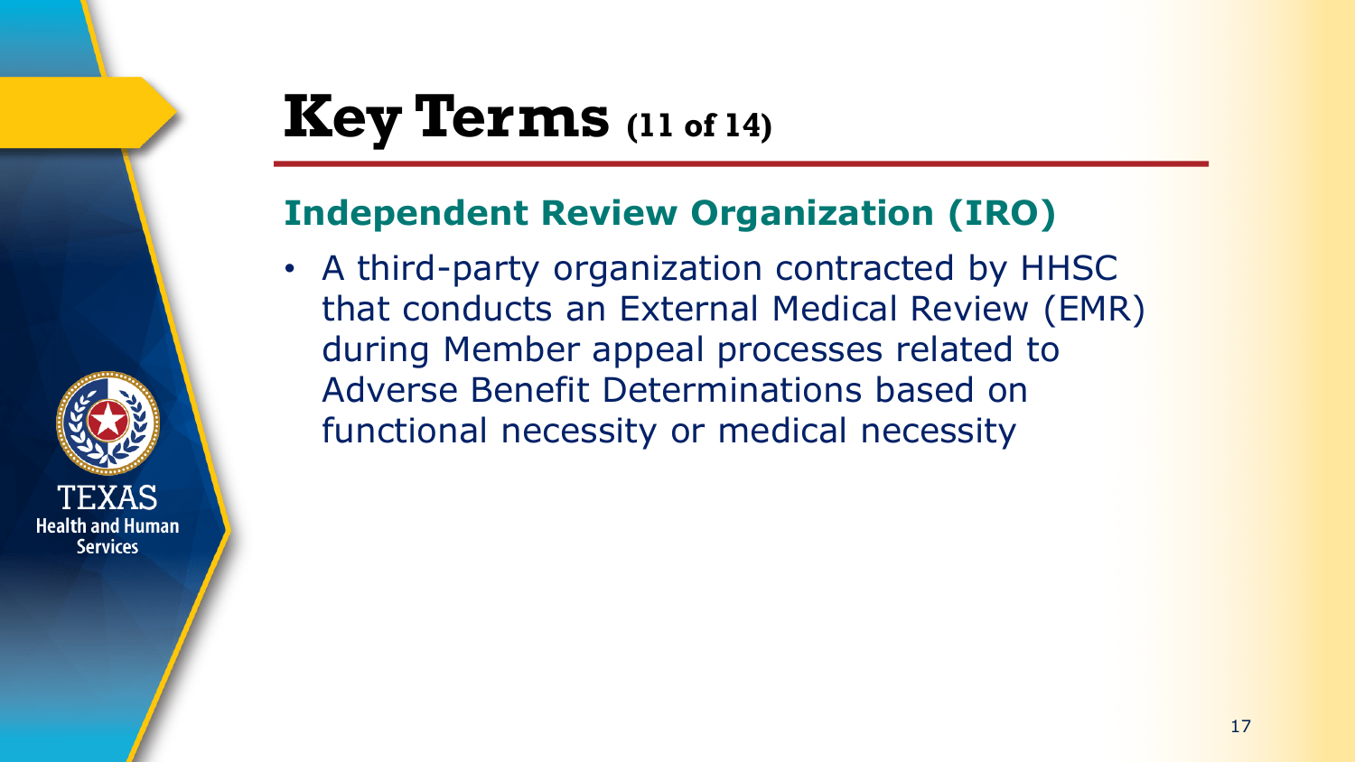# Key Terms (11 of 14)

## Independent Review Organization (IRO)

- A third-party organization contracted by HHSC that conducts an External Medical Review (EMR) during Member appeal processes related to Adverse Benefit Determinations based on functional necessity or medical necessity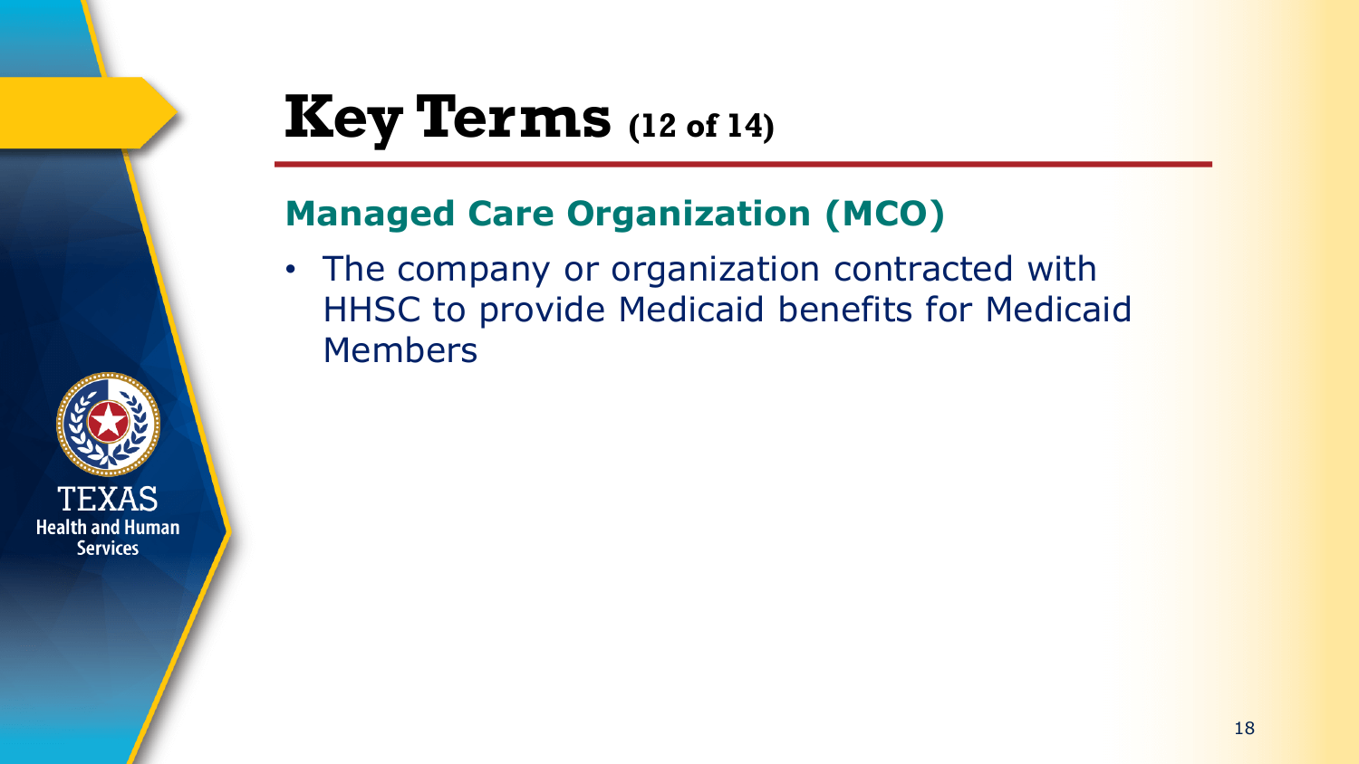# Key Terms (12 of 14)

## Managed Care Organization (MCO)

- The company or organization contracted with HHSC to provide Medicaid benefits for Medicaid Members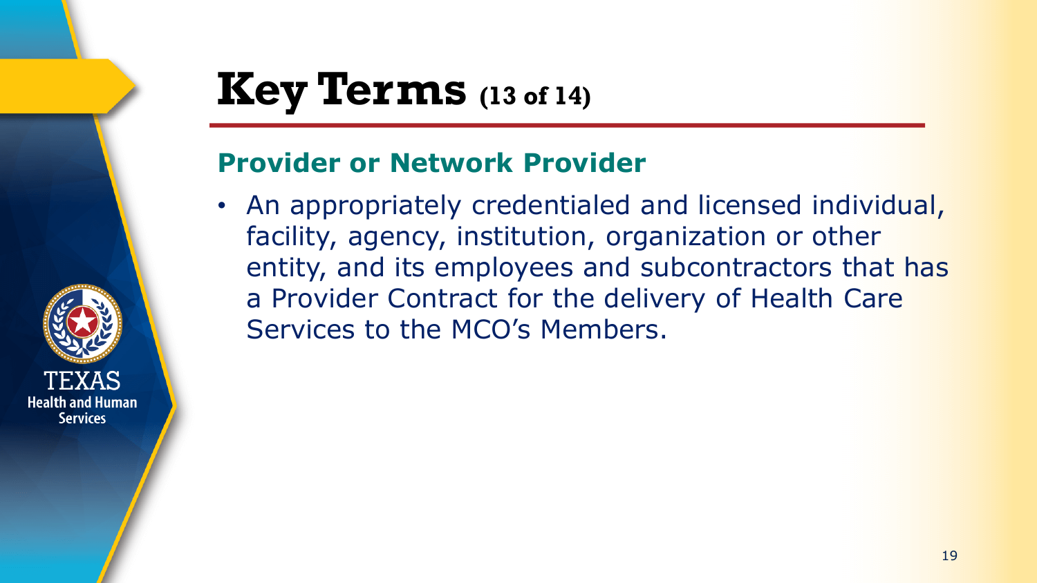# Key Terms (13 of 14)

## Provider or Network Provider

- An appropriately credentialed and licensed individual, facility, agency, institution, organization or other entity, and its employees and subcontractors that has a Provider Contract for the delivery of Health Care Services to the MCO's Members.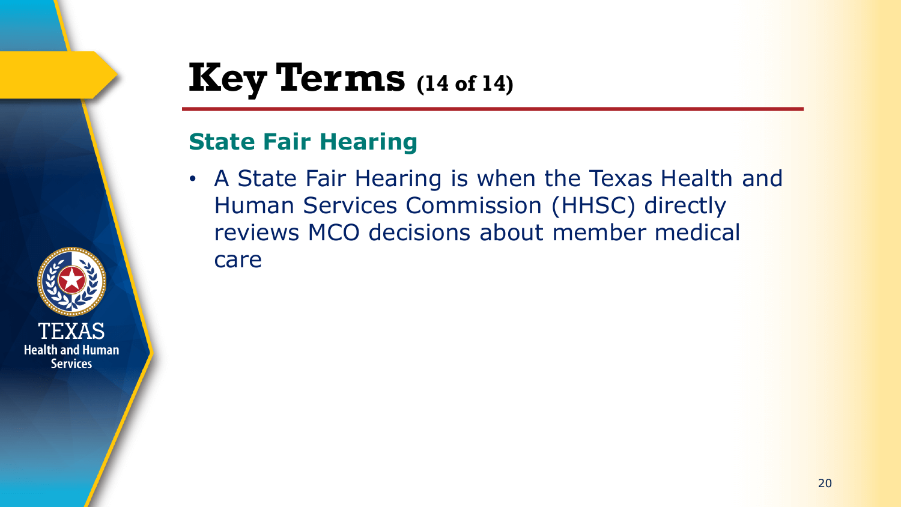# Key Terms (14 of 14)

## State Fair Hearing

- A State Fair Hearing is when the Texas Health and Human Services Commission (HHSC) directly reviews MCO decisions about member medical care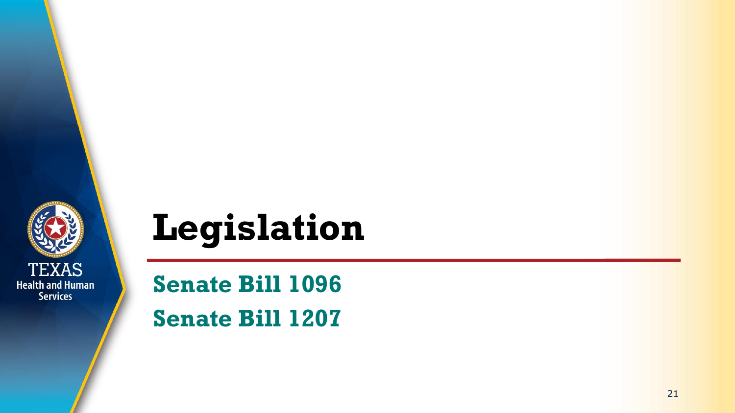# Legislation

## Senate Bill 1096

## Senate Bill 1207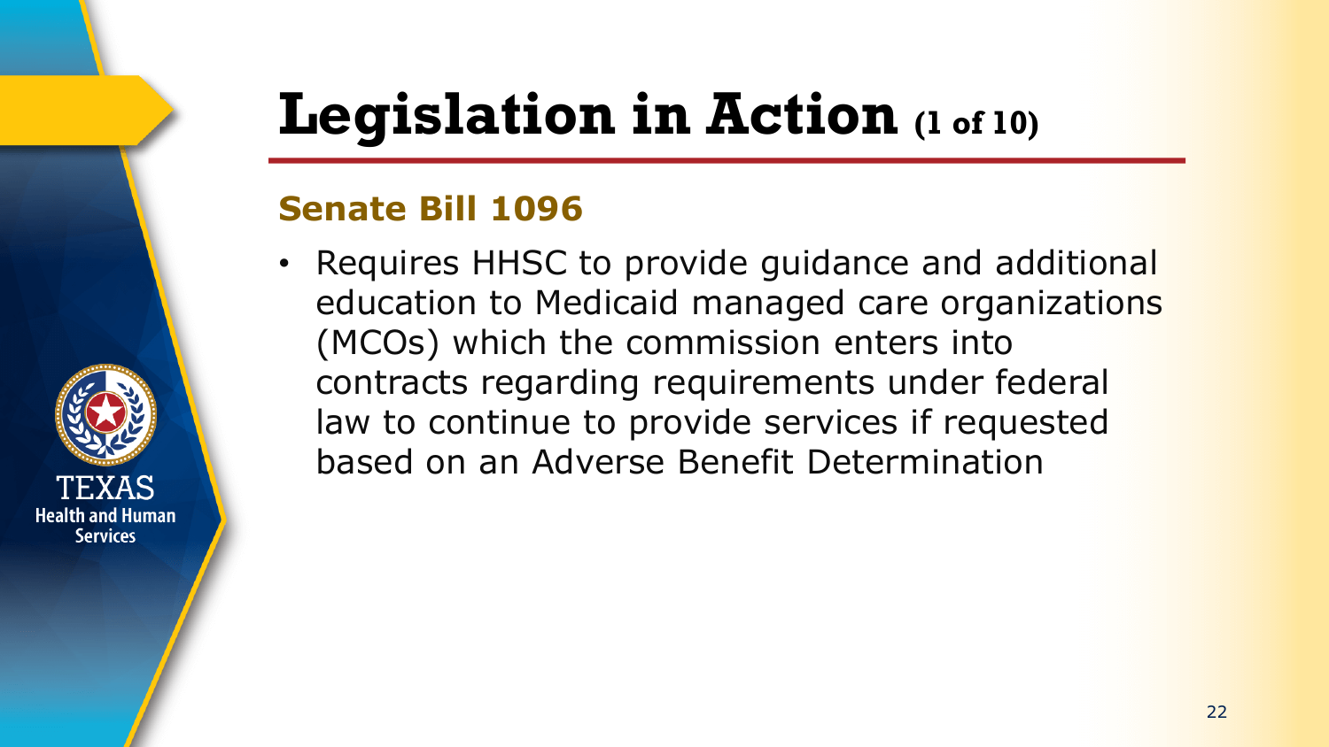# Legislation in Action (1 of 10)

## Senate Bill 1096

- Requires HHSC to provide guidance and additional education to Medicaid managed care organizations (MCOs) which the commission enters into contracts regarding requirements under federal law to continue to provide services if requested based on an Adverse Benefit Determination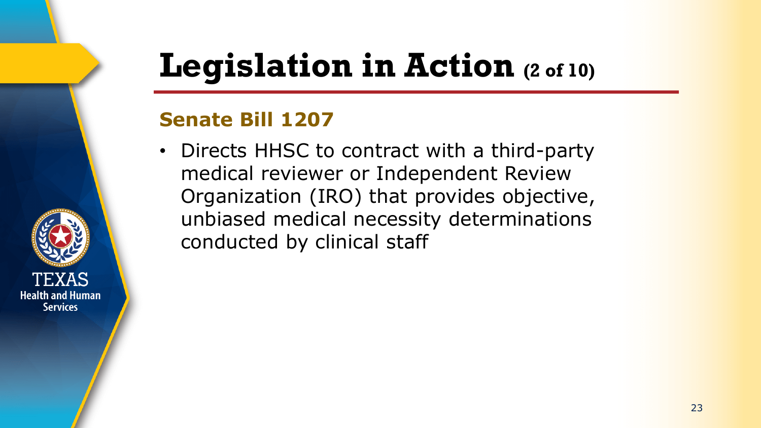# Legislation in Action (2 of 10)

## Senate Bill 1207

- Directs HHSC to contract with a third-party medical reviewer or Independent Review Organization (IRO) that provides objective, unbiased medical necessity determinations conducted by clinical staff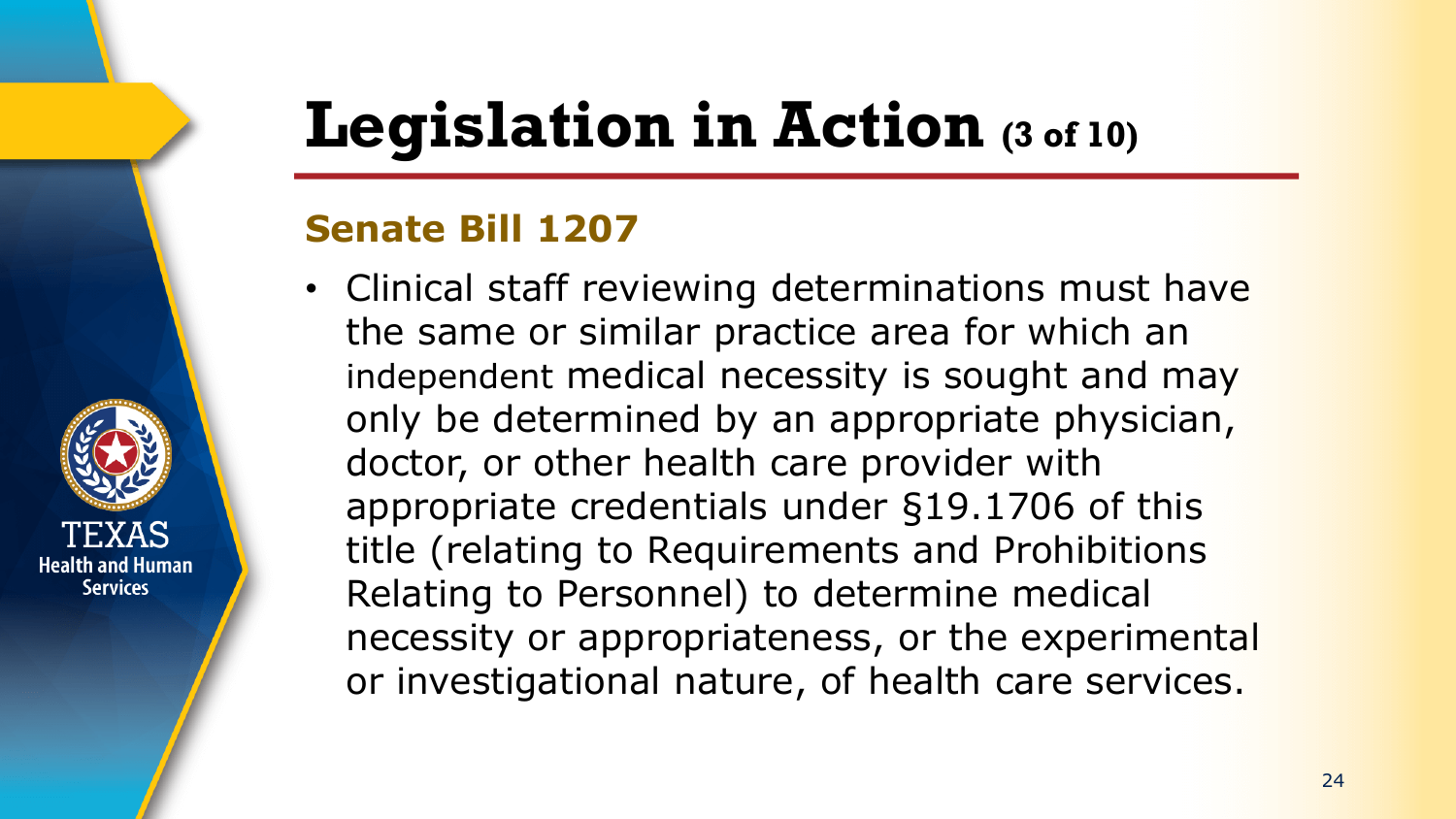# Legislation in Action (3 of 10)

## Senate Bill 1207

- Clinical staff reviewing determinations must have the same or similar practice area for which an independent medical necessity is sought and may only be determined by an appropriate physician, doctor, or other health care provider with appropriate credentials under §19.1706 of this title (relating to Requirements and Prohibitions Relating to Personnel) to determine medical necessity or appropriateness, or the experimental or investigational nature, of health care services.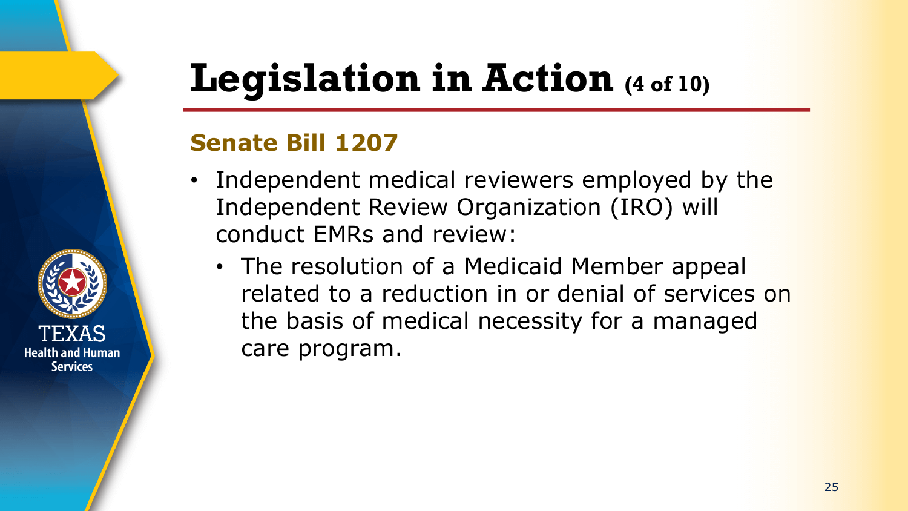# Legislation in Action (4 of 10)

## Senate Bill 1207

- Independent medical reviewers employed by the Independent Review Organization (IRO) will conduct EMRs and review:
  - The resolution of a Medicaid Member appeal related to a reduction in or denial of services on the basis of medical necessity for a managed care program.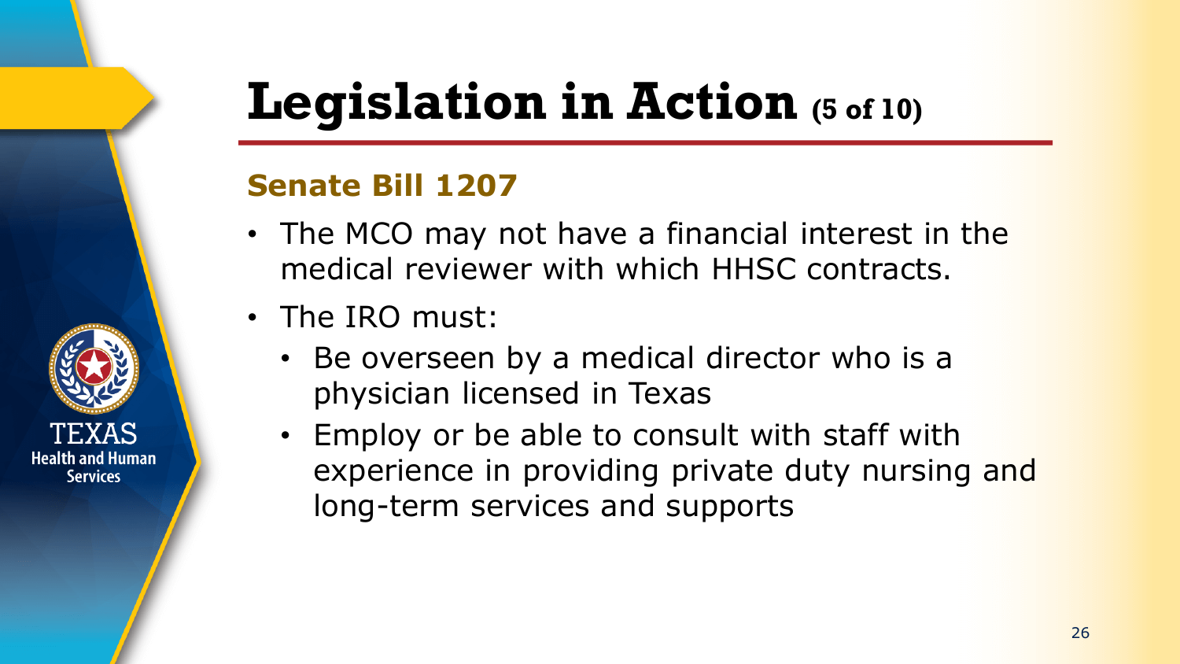# Legislation in Action (5 of 10)

## Senate Bill 1207

- The MCO may not have a financial interest in the medical reviewer with which HHSC contracts.
- The IRO must:
  - Be overseen by a medical director who is a physician licensed in Texas
  - Employ or be able to consult with staff with experience in providing private duty nursing and long-term services and supports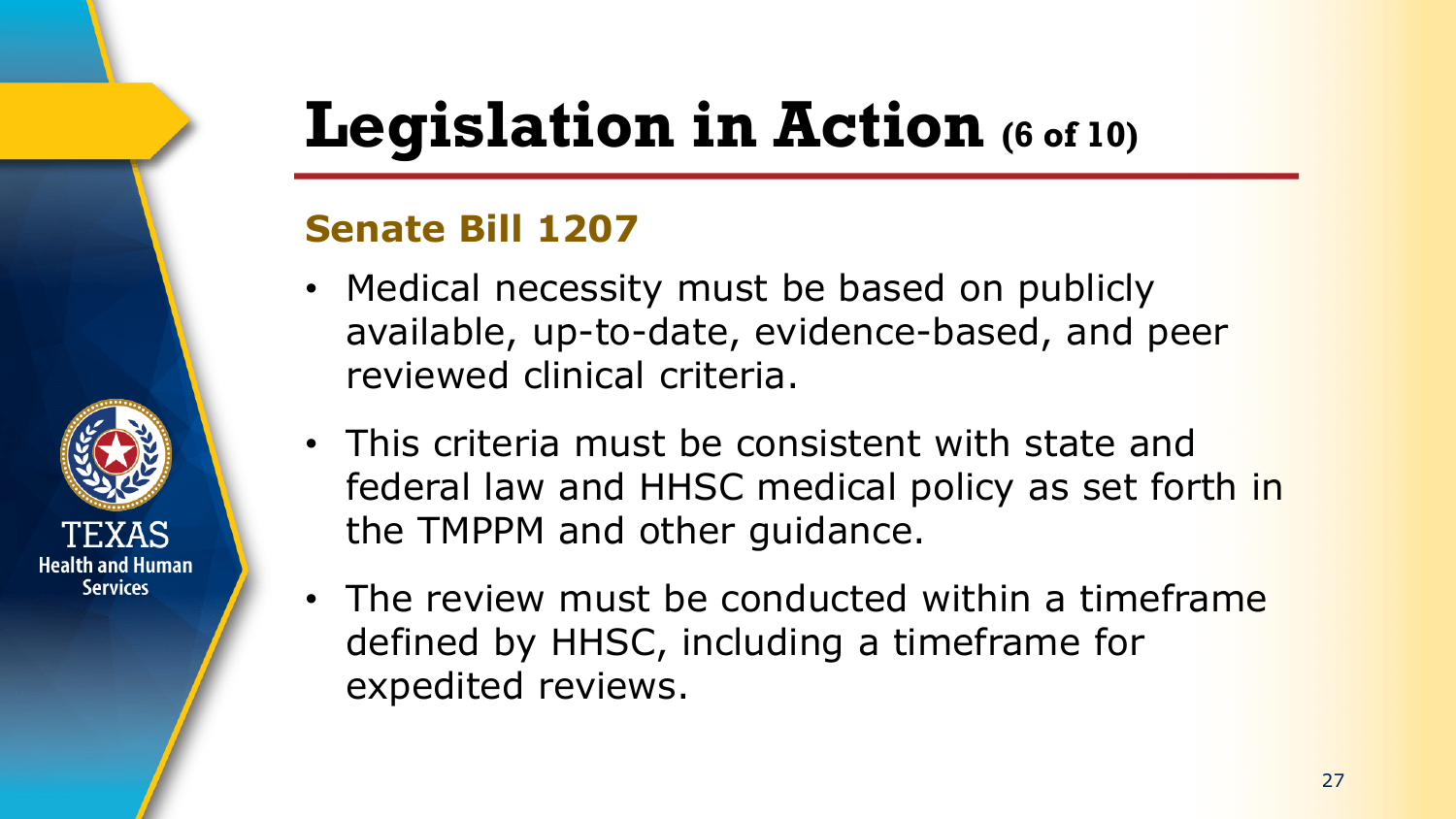# Legislation in Action (6 of 10)

## Senate Bill 1207

- Medical necessity must be based on publicly available, up-to-date, evidence-based, and peer reviewed clinical criteria.
- This criteria must be consistent with state and federal law and HHSC medical policy as set forth in the TMPPM and other guidance.
- The review must be conducted within a timeframe defined by HHSC, including a timeframe for expedited reviews.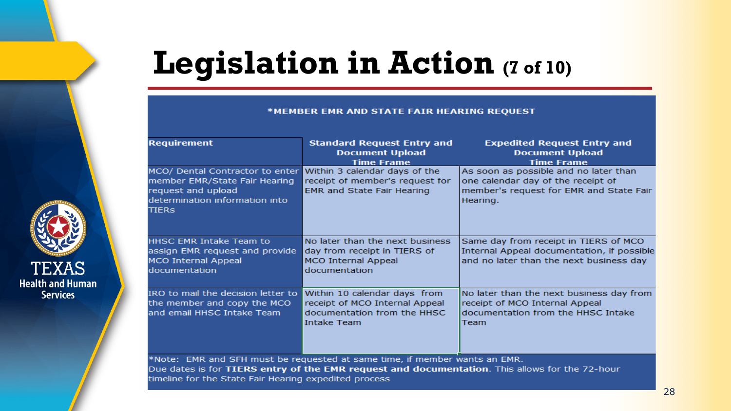# Legislation in Action (7 of 10)

**\*MEMBER EMR AND STATE FAIR HEARING REQUEST**

| Requirement | Standard Request Entry and Document Upload Time Frame | Expedited Request Entry and Document Upload Time Frame |
|---|---|---|
| MCO/ Dental Contractor to enter member EMR/State Fair Hearing request and upload determination information into TIERs | Within 3 calendar days of the receipt of member's request for EMR and State Fair Hearing | As soon as possible and no later than one calendar day of the receipt of member's request for EMR and State Fair Hearing. |
| HHSC EMR Intake Team to assign EMR request and provide MCO Internal Appeal documentation | No later than the next business day from receipt in TIERS of MCO Internal Appeal documentation | Same day from receipt in TIERS of MCO Internal Appeal documentation, if possible and no later than the next business day |
| IRO to mail the decision letter to the member and copy the MCO and email HHSC Intake Team | Within 10 calendar days from receipt of MCO Internal Appeal documentation from the HHSC Intake Team | No later than the next business day from receipt of MCO Internal Appeal documentation from the HHSC Intake Team |

*Note: EMR and SFH must be requested at same time, if member wants an EMR.
Due dates is for **TIERS entry of the EMR request and documentation**. This allows for the 72-hour timeline for the State Fair Hearing expedited process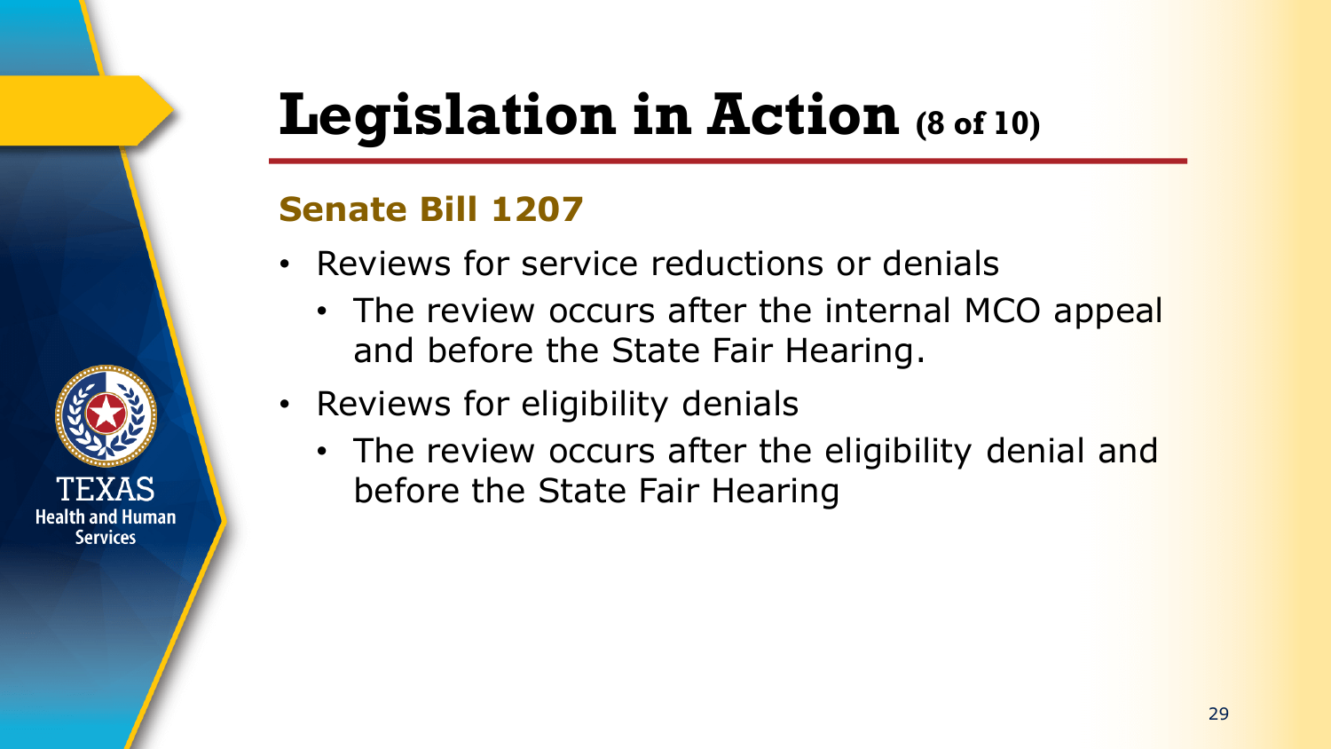# Legislation in Action (8 of 10)

## Senate Bill 1207

- Reviews for service reductions or denials
  - The review occurs after the internal MCO appeal and before the State Fair Hearing.
- Reviews for eligibility denials
  - The review occurs after the eligibility denial and before the State Fair Hearing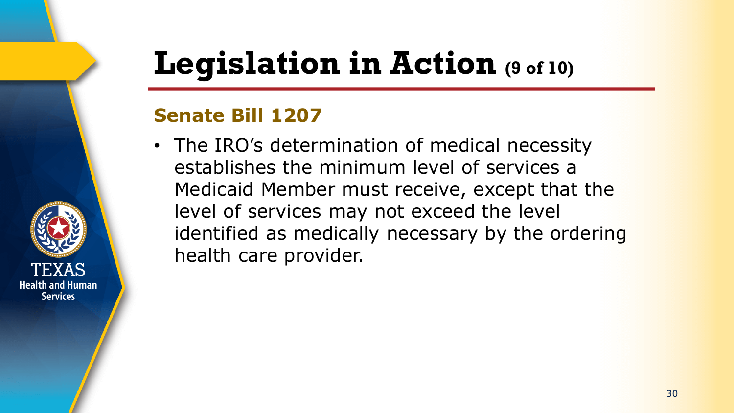# Legislation in Action (9 of 10)

## Senate Bill 1207

- The IRO's determination of medical necessity establishes the minimum level of services a Medicaid Member must receive, except that the level of services may not exceed the level identified as medically necessary by the ordering health care provider.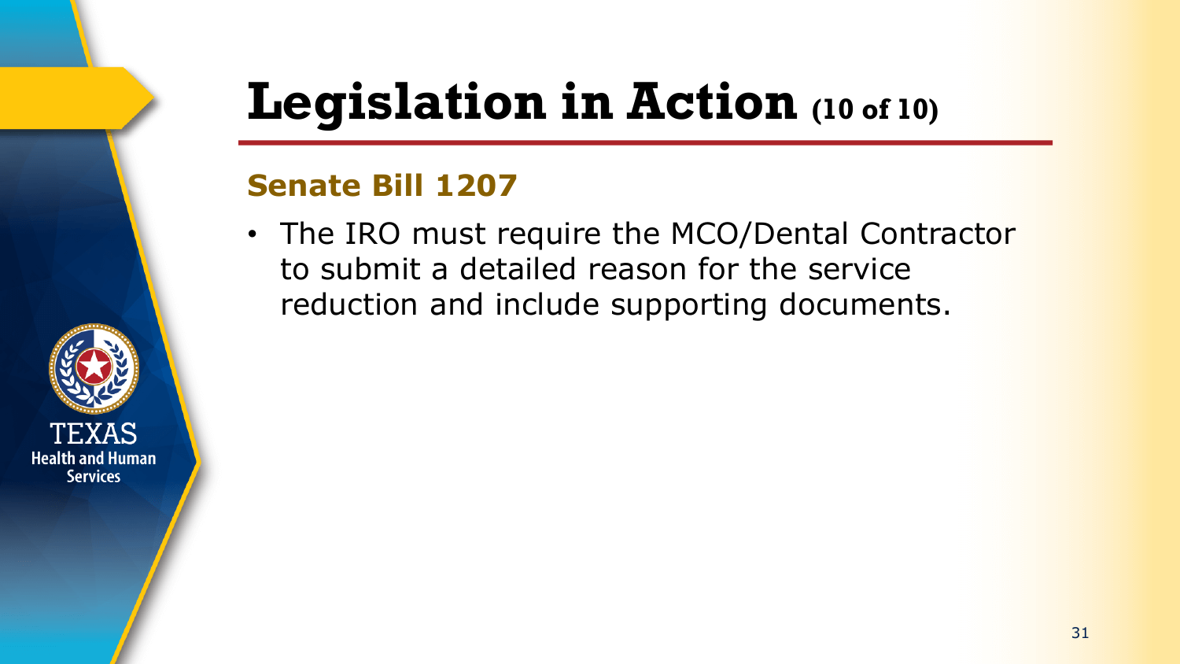# Legislation in Action (10 of 10)

## Senate Bill 1207

- The IRO must require the MCO/Dental Contractor to submit a detailed reason for the service reduction and include supporting documents.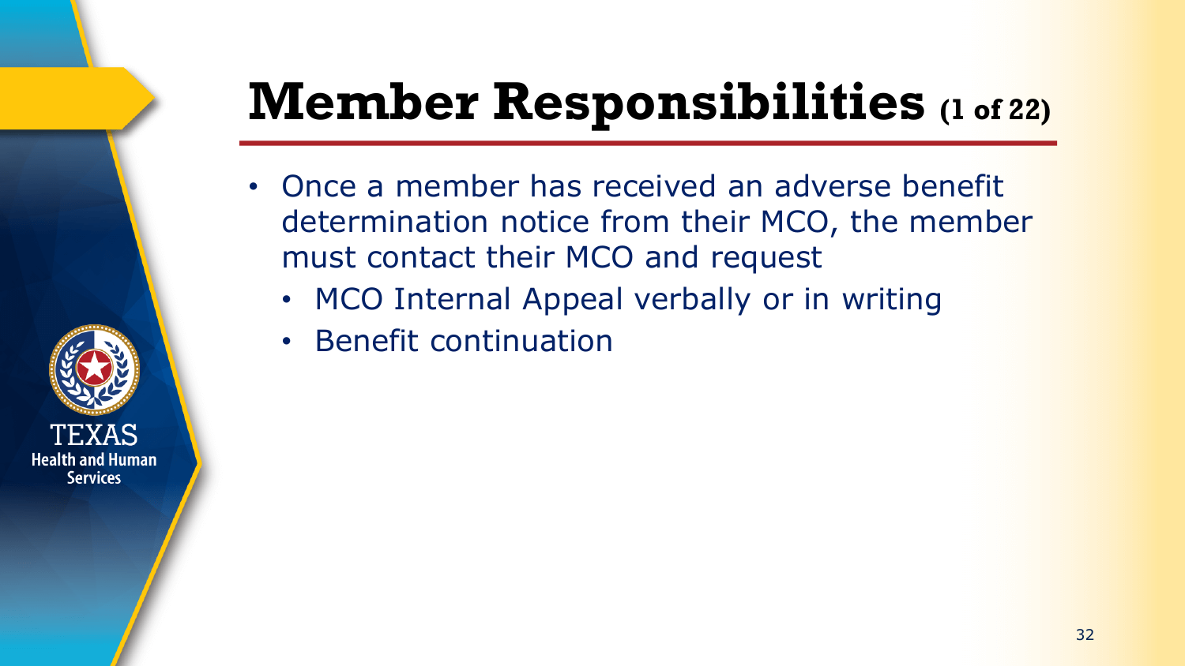# Member Responsibilities (1 of 22)

- Once a member has received an adverse benefit determination notice from their MCO, the member must contact their MCO and request
  - MCO Internal Appeal verbally or in writing
  - Benefit continuation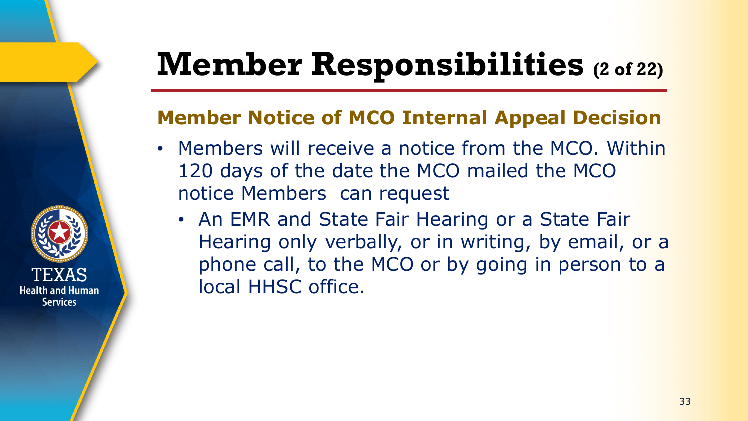# Member Responsibilities (2 of 22)

## Member Notice of MCO Internal Appeal Decision

- Members will receive a notice from the MCO. Within 120 days of the date the MCO mailed the MCO notice Members  can request
  - An EMR and State Fair Hearing or a State Fair Hearing only verbally, or in writing, by email, or a phone call, to the MCO or by going in person to a local HHSC office.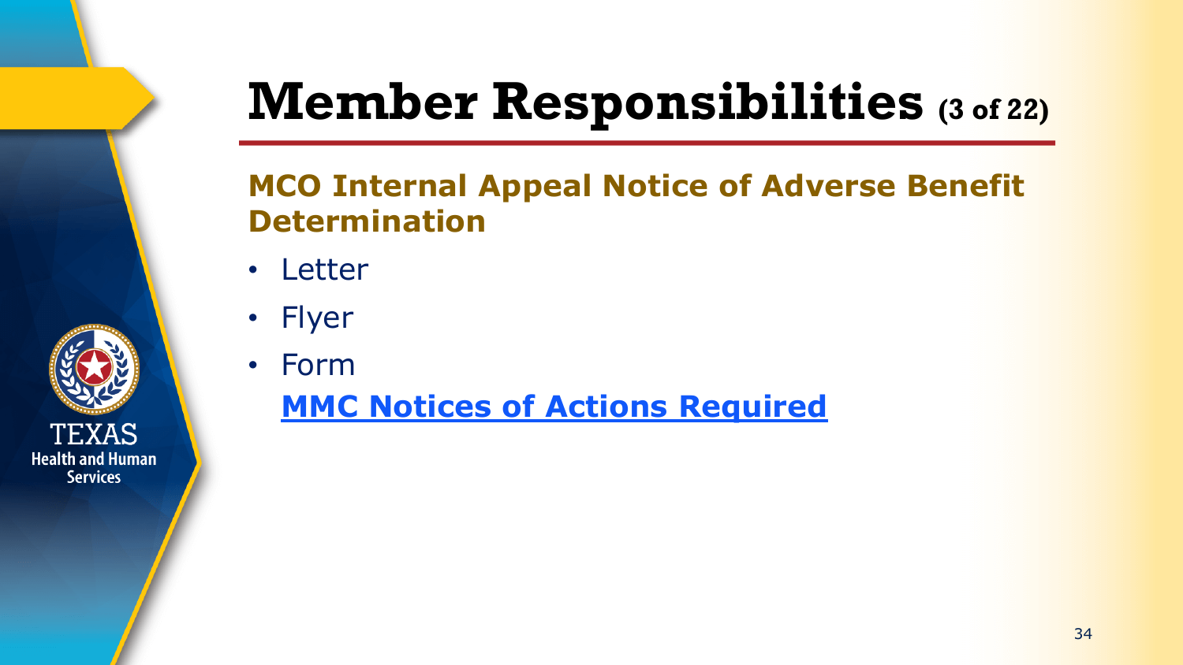# Member Responsibilities (3 of 22)

## MCO Internal Appeal Notice of Adverse Benefit Determination

- Letter
- Flyer
- Form

  **MMC Notices of Actions Required**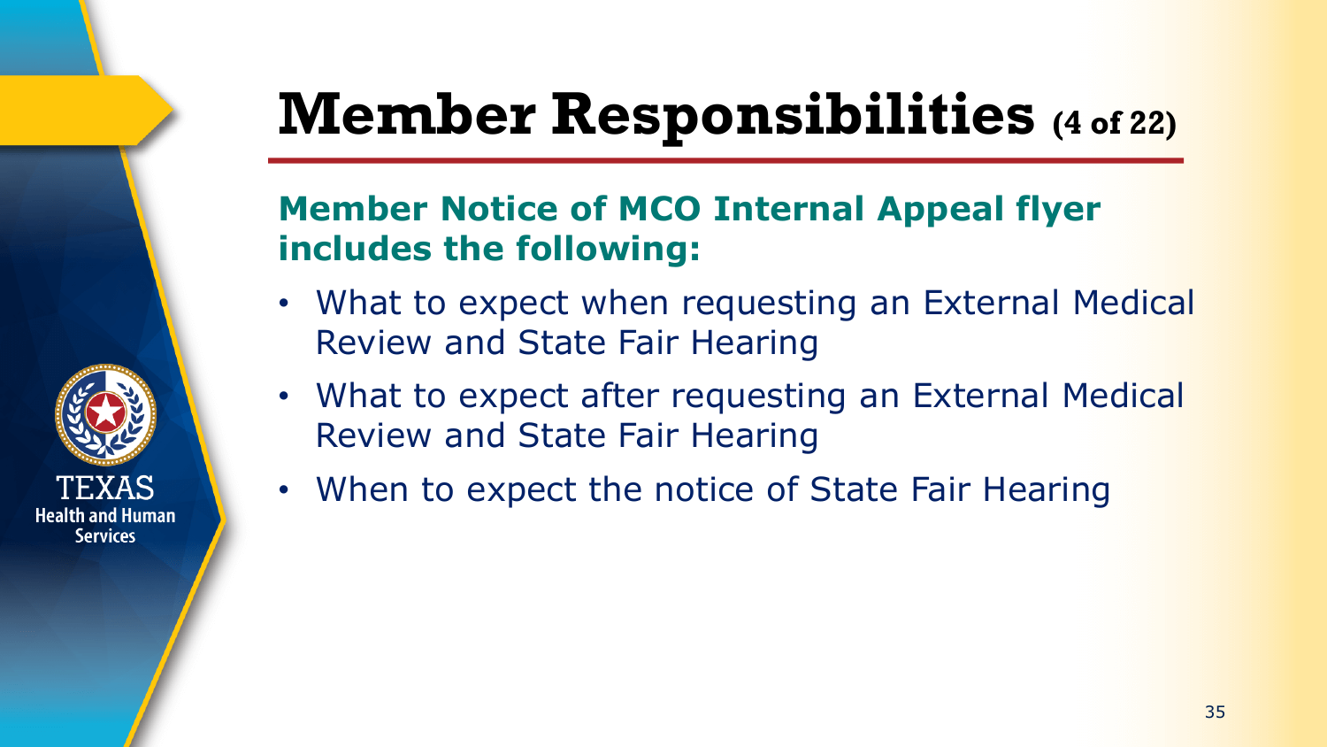# Member Responsibilities (4 of 22)

**Member Notice of MCO Internal Appeal flyer includes the following:**

- What to expect when requesting an External Medical Review and State Fair Hearing
- What to expect after requesting an External Medical Review and State Fair Hearing
- When to expect the notice of State Fair Hearing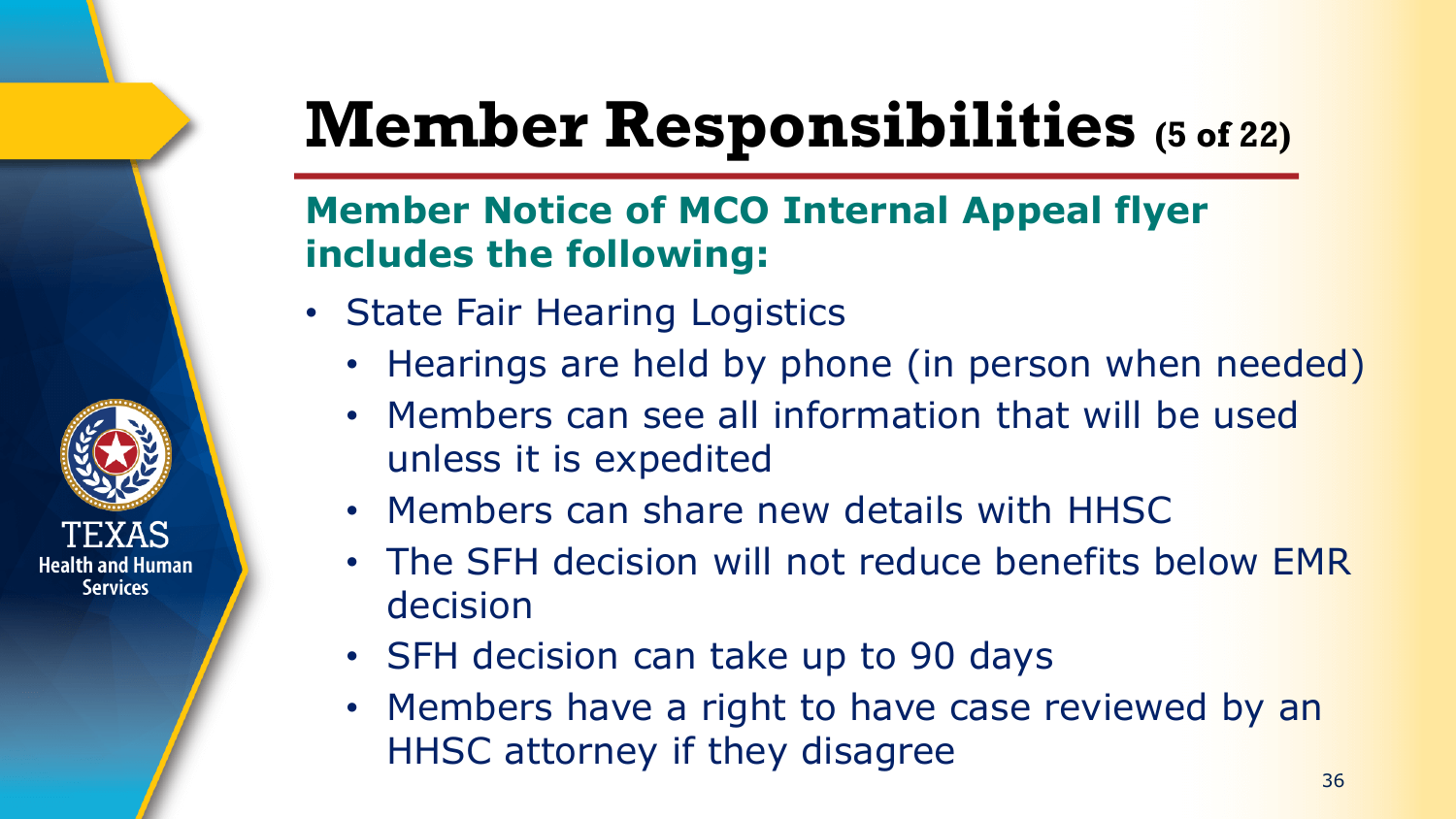# Member Responsibilities (5 of 22)

## Member Notice of MCO Internal Appeal flyer includes the following:

- State Fair Hearing Logistics
  - Hearings are held by phone (in person when needed)
  - Members can see all information that will be used unless it is expedited
  - Members can share new details with HHSC
  - The SFH decision will not reduce benefits below EMR decision
  - SFH decision can take up to 90 days
  - Members have a right to have case reviewed by an HHSC attorney if they disagree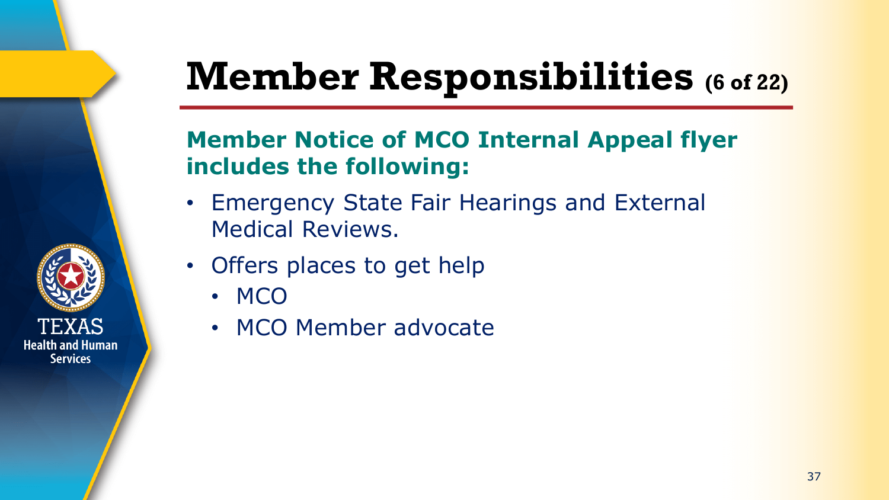# Member Responsibilities (6 of 22)

**Member Notice of MCO Internal Appeal flyer includes the following:**

- Emergency State Fair Hearings and External Medical Reviews.
- Offers places to get help
  - MCO
  - MCO Member advocate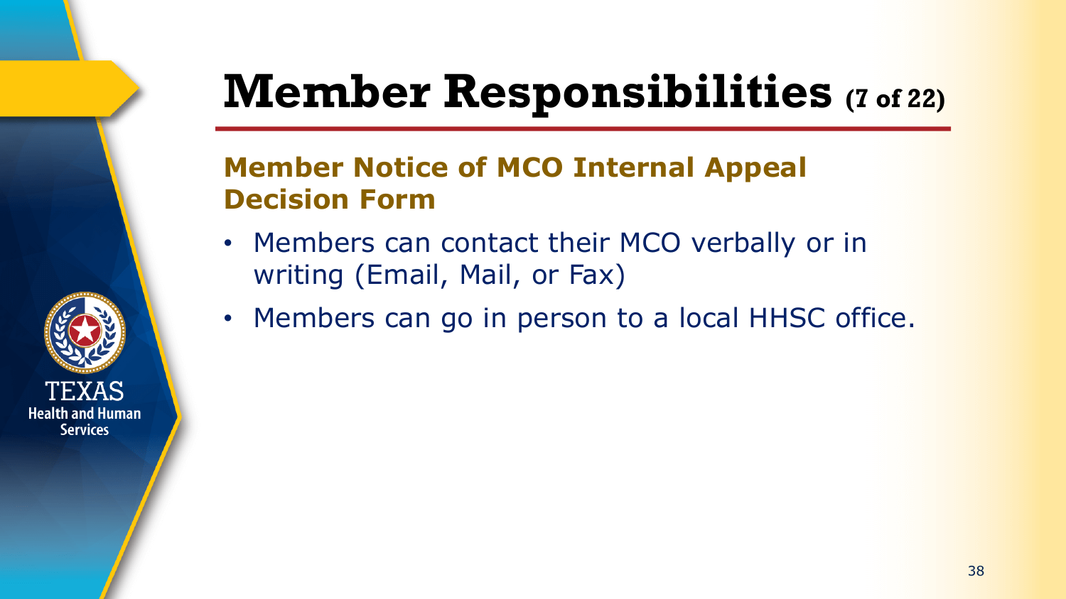# Member Responsibilities (7 of 22)

## Member Notice of MCO Internal Appeal Decision Form

- Members can contact their MCO verbally or in writing (Email, Mail, or Fax)
- Members can go in person to a local HHSC office.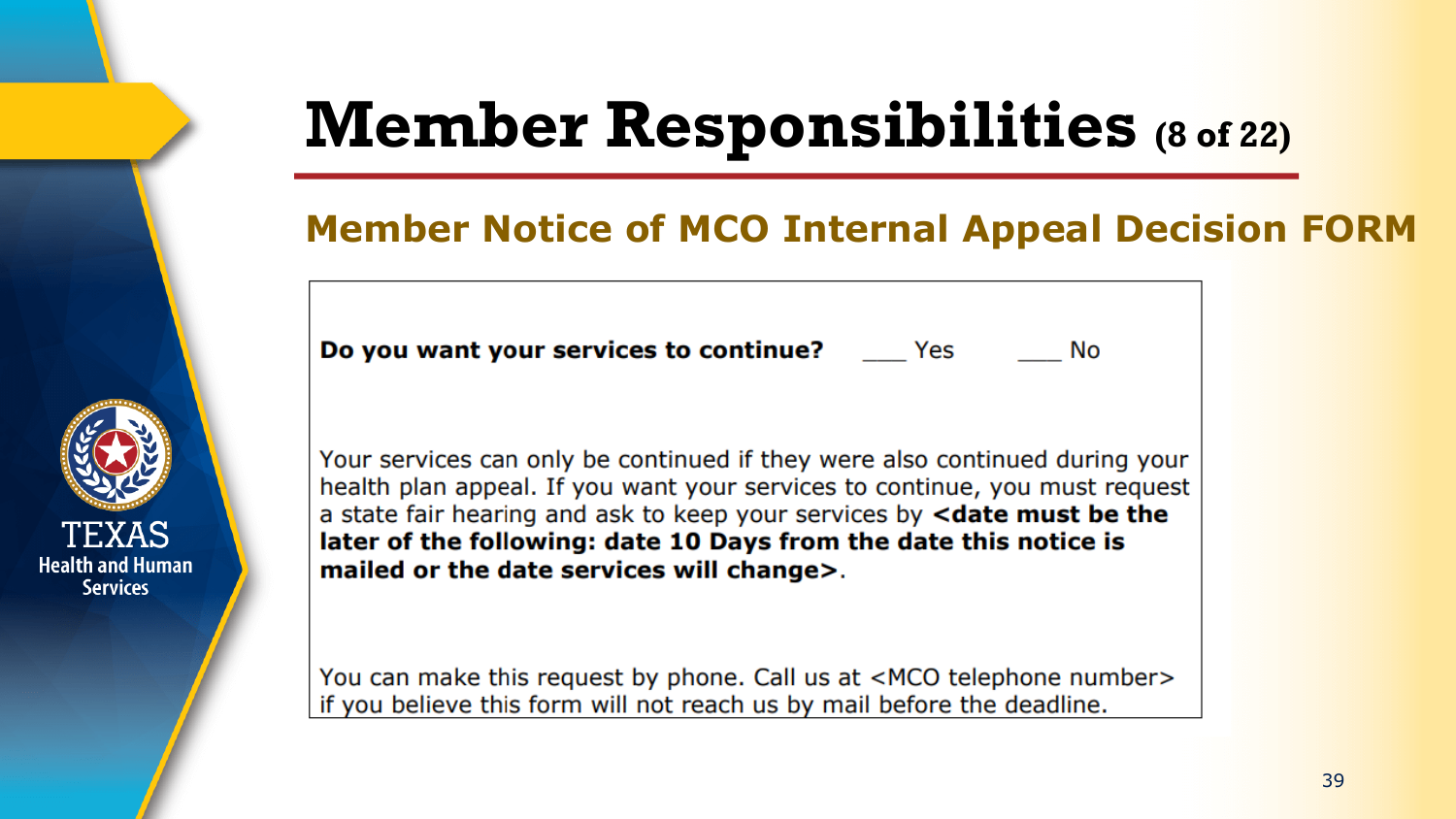# Member Responsibilities (8 of 22)

## Member Notice of MCO Internal Appeal Decision FORM

**Do you want your services to continue?** ___ Yes ___ No

Your services can only be continued if they were also continued during your health plan appeal. If you want your services to continue, you must request a state fair hearing and ask to keep your services by **<date must be the later of the following: date 10 Days from the date this notice is mailed or the date services will change>**.

You can make this request by phone. Call us at <MCO telephone number> if you believe this form will not reach us by mail before the deadline.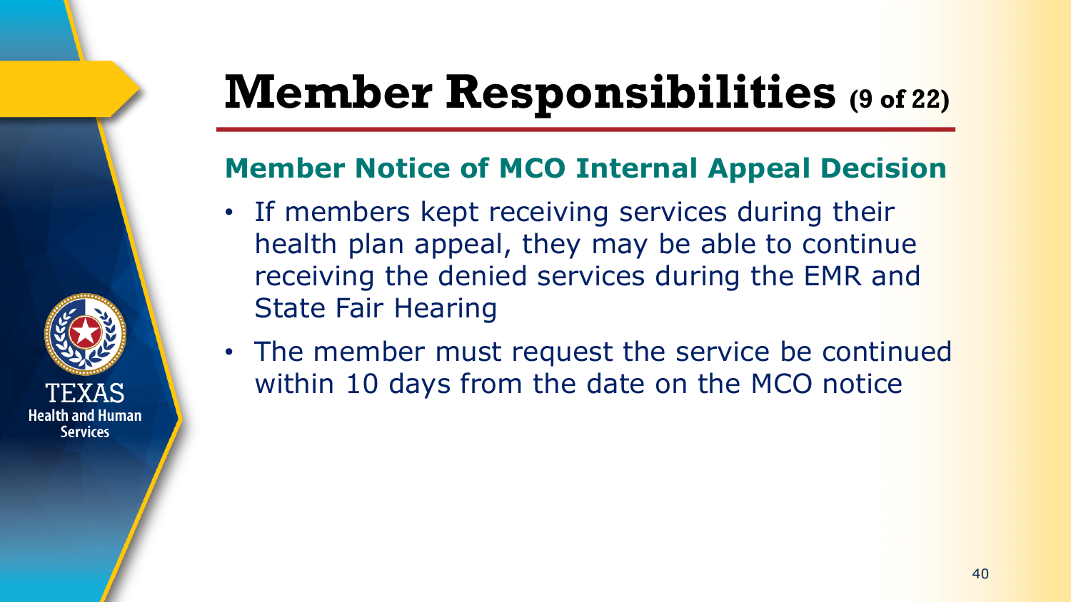# Member Responsibilities (9 of 22)

## Member Notice of MCO Internal Appeal Decision

- If members kept receiving services during their health plan appeal, they may be able to continue receiving the denied services during the EMR and State Fair Hearing
- The member must request the service be continued within 10 days from the date on the MCO notice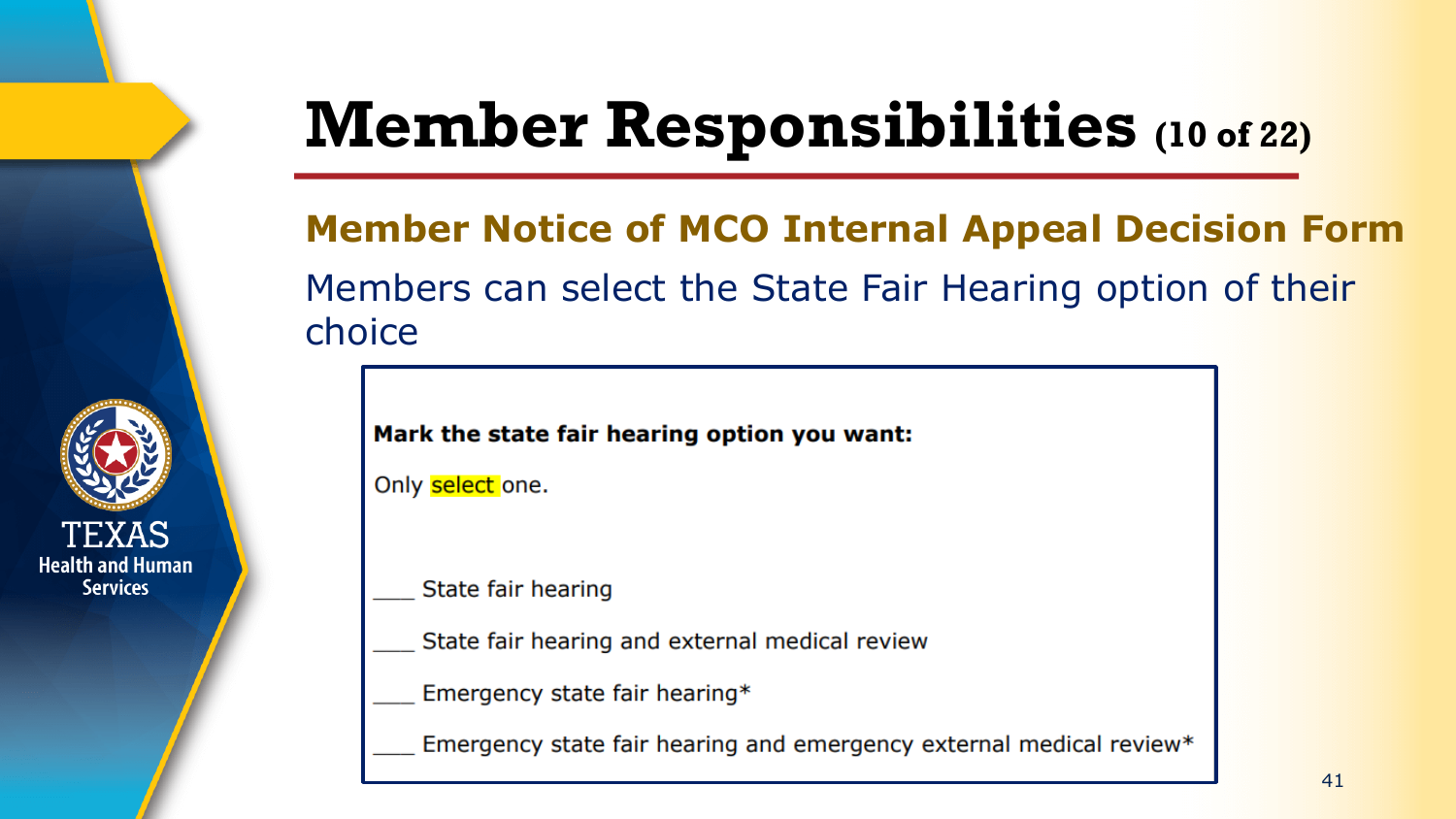# Member Responsibilities (10 of 22)

## Member Notice of MCO Internal Appeal Decision Form

Members can select the State Fair Hearing option of their choice

**Mark the state fair hearing option you want:**

Only select one.

___ State fair hearing

___ State fair hearing and external medical review

___ Emergency state fair hearing*

___ Emergency state fair hearing and emergency external medical review*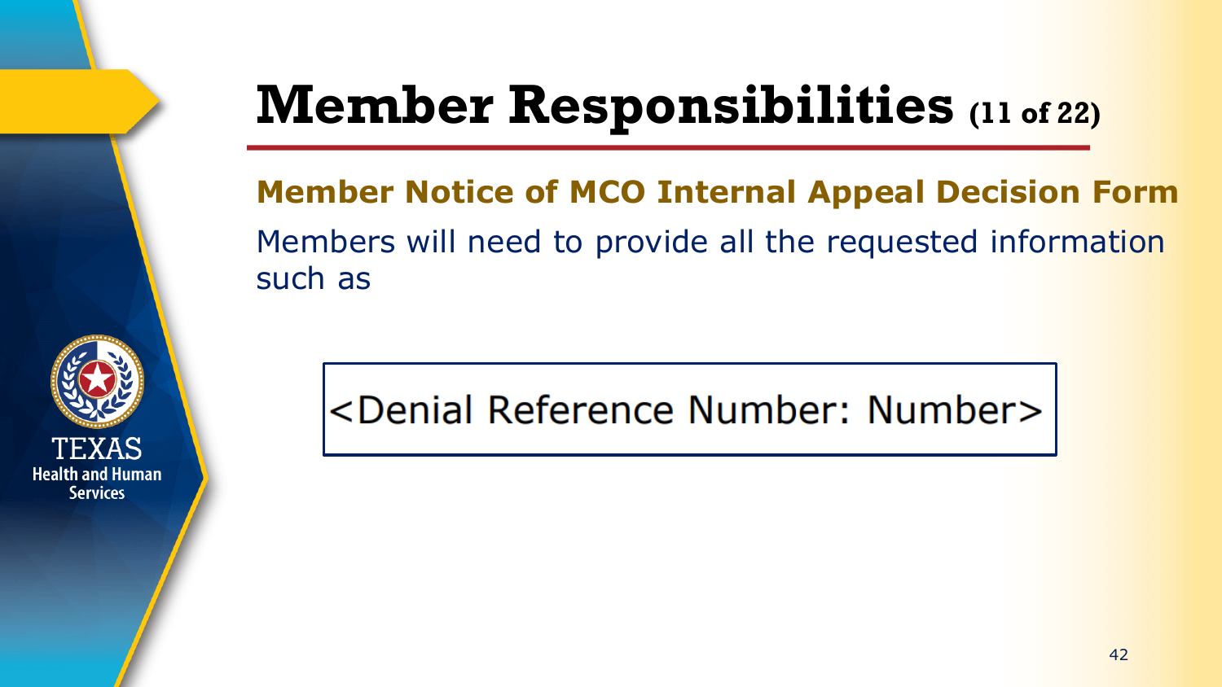# Member Responsibilities (11 of 22)

## Member Notice of MCO Internal Appeal Decision Form

Members will need to provide all the requested information such as

<Denial Reference Number: Number>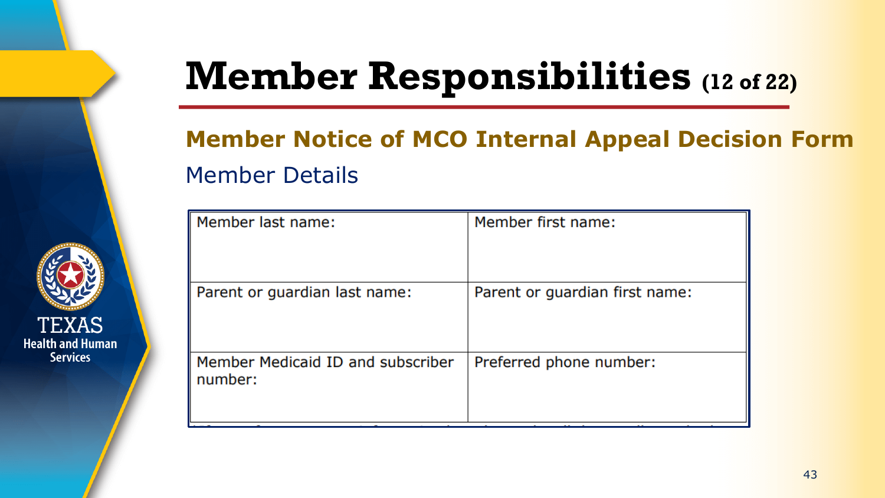# Member Responsibilities (12 of 22)

## Member Notice of MCO Internal Appeal Decision Form

### Member Details

| Member last name: | Member first name: |
|---|---|
| Parent or guardian last name: | Parent or guardian first name: |
| Member Medicaid ID and subscriber number: | Preferred phone number: |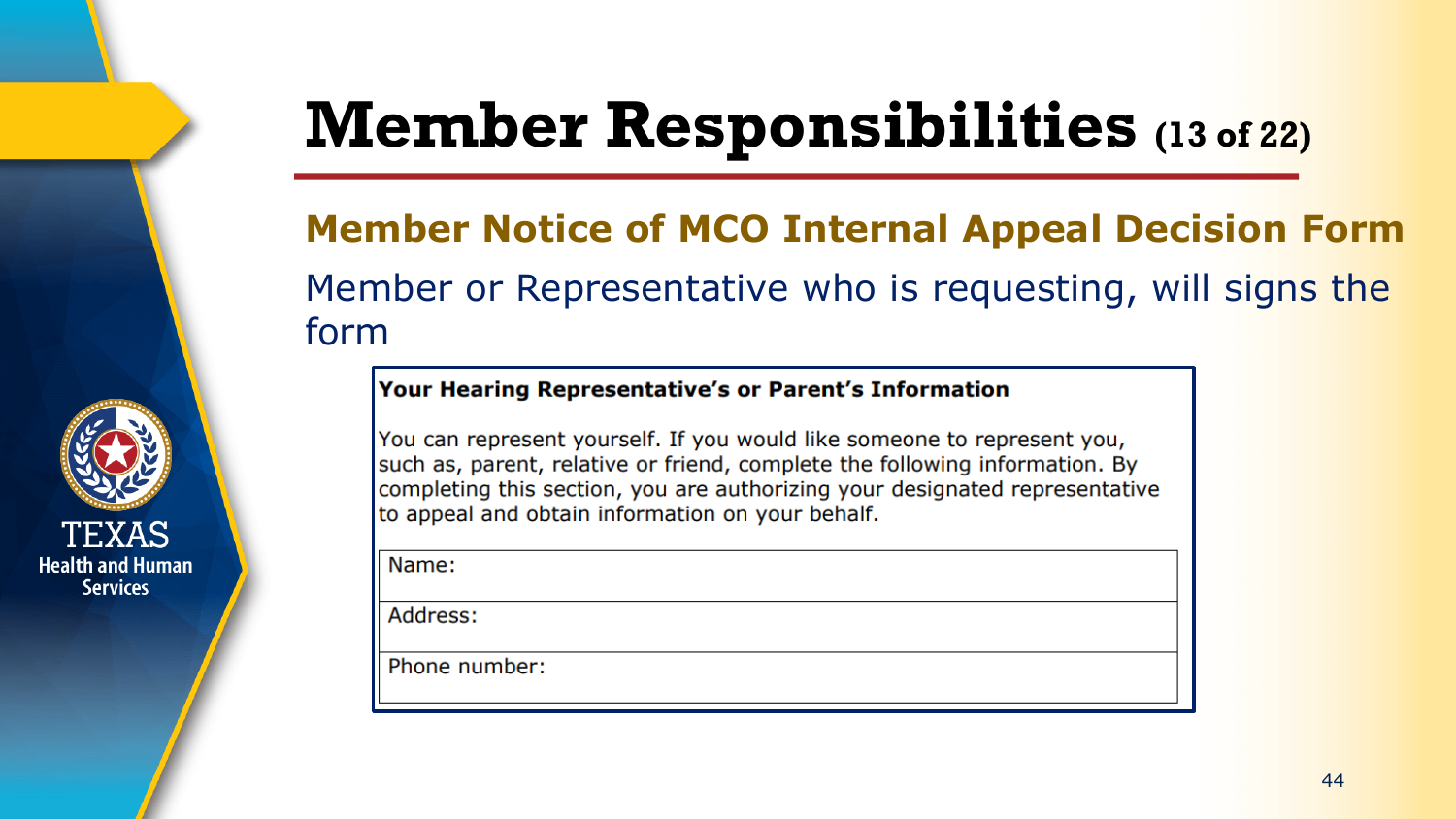# Member Responsibilities (13 of 22)

## Member Notice of MCO Internal Appeal Decision Form

Member or Representative who is requesting, will signs the form

**Your Hearing Representative's or Parent's Information**

You can represent yourself. If you would like someone to represent you, such as, parent, relative or friend, complete the following information. By completing this section, you are authorizing your designated representative to appeal and obtain information on your behalf.

| |
|---|
| Name: |
| Address: |
| Phone number: |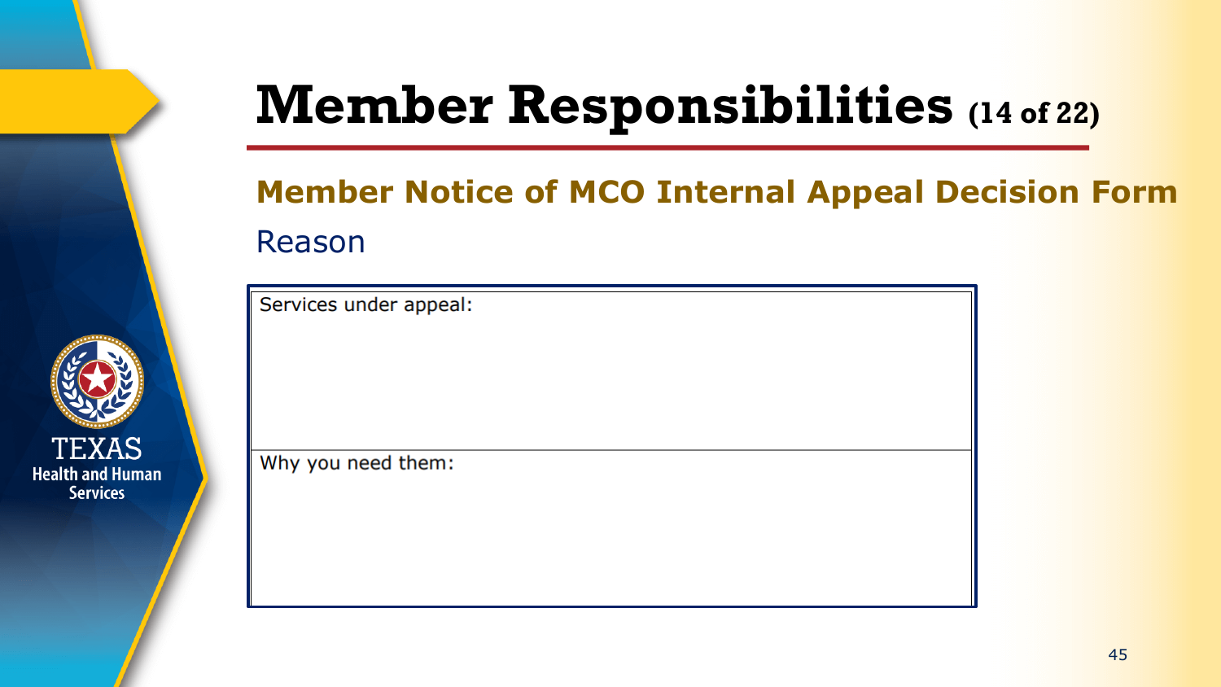# Member Responsibilities (14 of 22)

## Member Notice of MCO Internal Appeal Decision Form

### Reason

| Services under appeal: |
| --- |
| Why you need them: |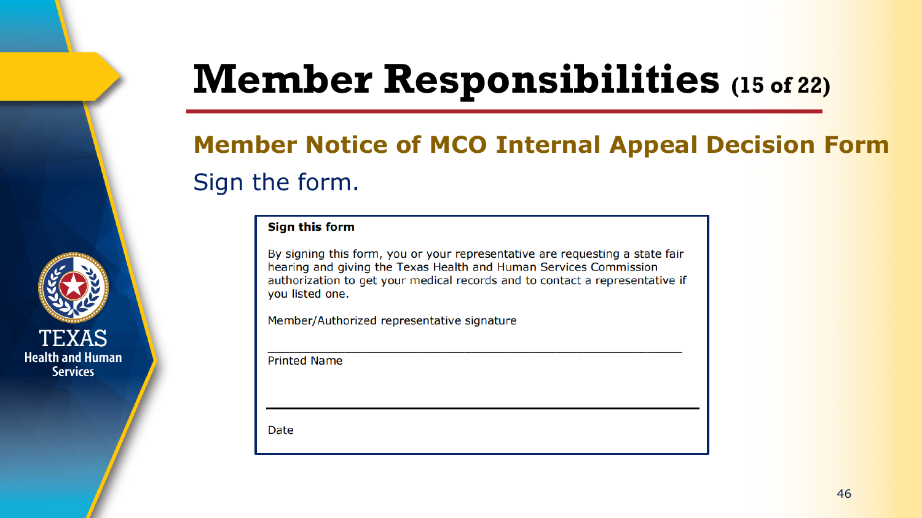# Member Responsibilities (15 of 22)

## Member Notice of MCO Internal Appeal Decision Form

Sign the form.

**Sign this form**

By signing this form, you or your representative are requesting a state fair hearing and giving the Texas Health and Human Services Commission authorization to get your medical records and to contact a representative if you listed one.

Member/Authorized representative signature

\_\_\_\_\_\_\_\_\_\_\_\_\_\_\_\_\_\_\_\_\_\_\_\_\_\_\_\_\_\_\_\_\_\_\_\_\_\_\_\_\_\_\_\_\_\_\_\_\_\_

Printed Name

\_\_\_\_\_\_\_\_\_\_\_\_\_\_\_\_\_\_\_\_\_\_\_\_\_\_\_\_\_\_\_\_\_\_\_\_\_\_\_\_\_\_\_\_\_\_\_\_\_\_

Date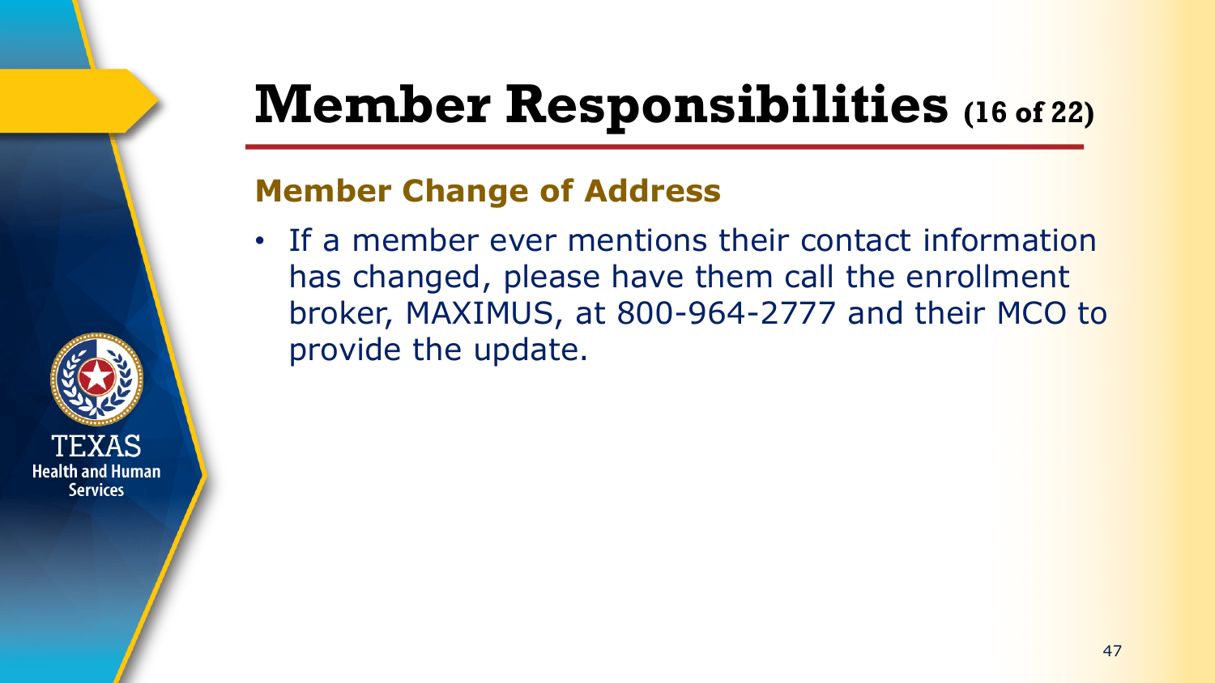# Member Responsibilities (16 of 22)

## Member Change of Address

- If a member ever mentions their contact information has changed, please have them call the enrollment broker, MAXIMUS, at 800-964-2777 and their MCO to provide the update.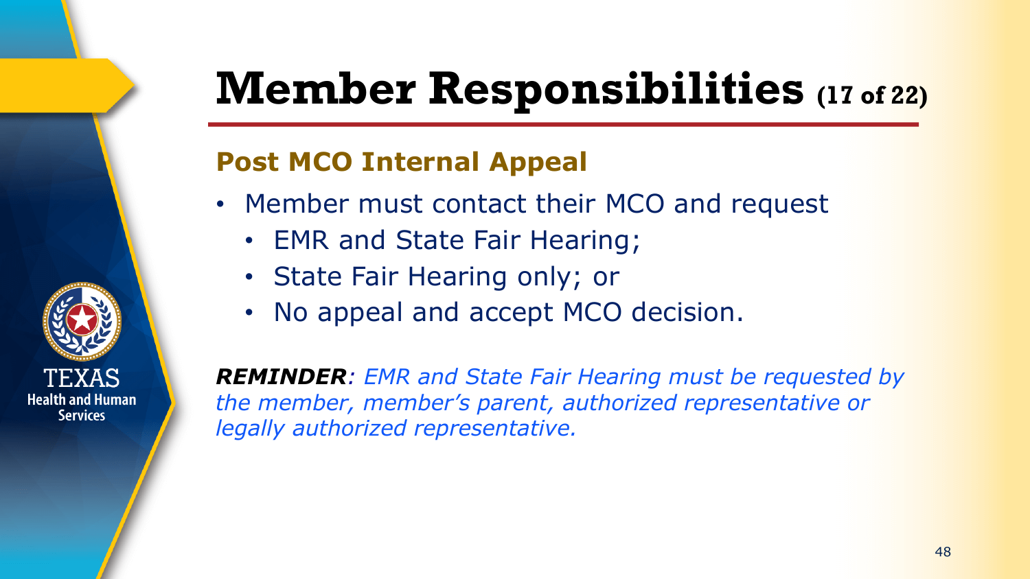# Member Responsibilities (17 of 22)

## Post MCO Internal Appeal

- Member must contact their MCO and request
  - EMR and State Fair Hearing;
  - State Fair Hearing only; or
  - No appeal and accept MCO decision.

***REMINDER****: EMR and State Fair Hearing must be requested by the member, member's parent, authorized representative or legally authorized representative.*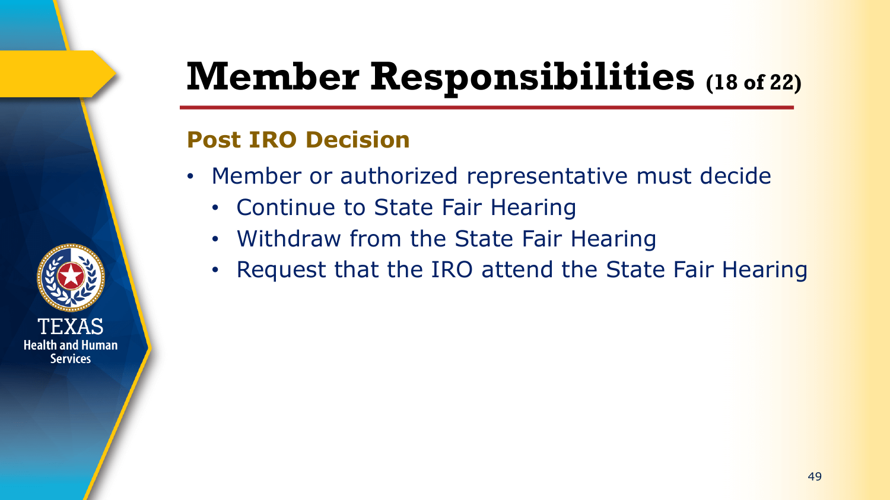# Member Responsibilities (18 of 22)

## Post IRO Decision

- Member or authorized representative must decide
  - Continue to State Fair Hearing
  - Withdraw from the State Fair Hearing
  - Request that the IRO attend the State Fair Hearing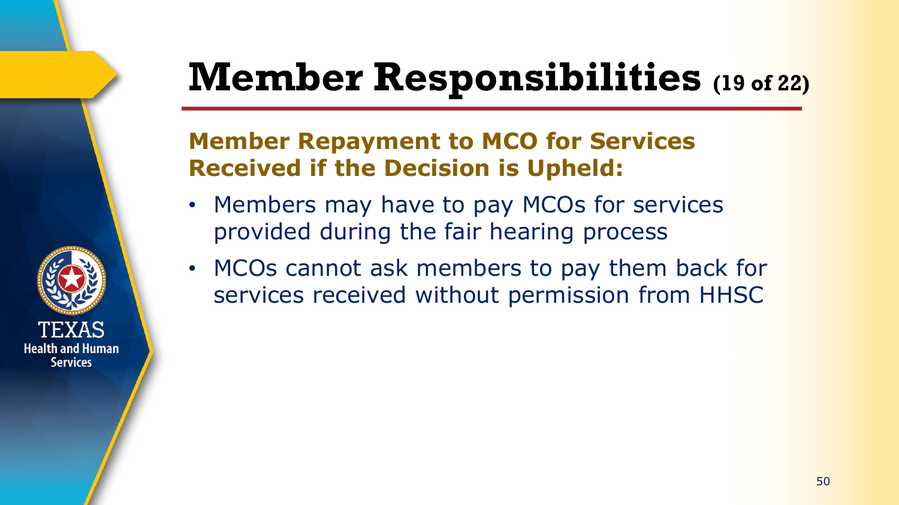# Member Responsibilities (19 of 22)

## Member Repayment to MCO for Services Received if the Decision is Upheld:

- Members may have to pay MCOs for services provided during the fair hearing process
- MCOs cannot ask members to pay them back for services received without permission from HHSC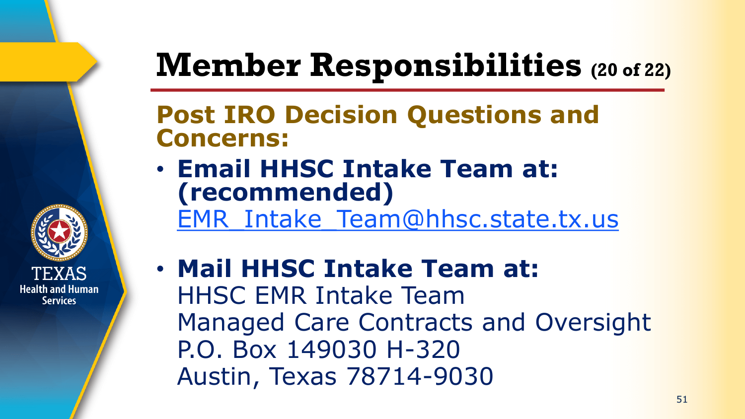# Member Responsibilities (20 of 22)

## Post IRO Decision Questions and Concerns:

- **Email HHSC Intake Team at: (recommended)**
  EMR_Intake_Team@hhsc.state.tx.us

- **Mail HHSC Intake Team at:**
  HHSC EMR Intake Team
  Managed Care Contracts and Oversight
  P.O. Box 149030 H-320
  Austin, Texas 78714-9030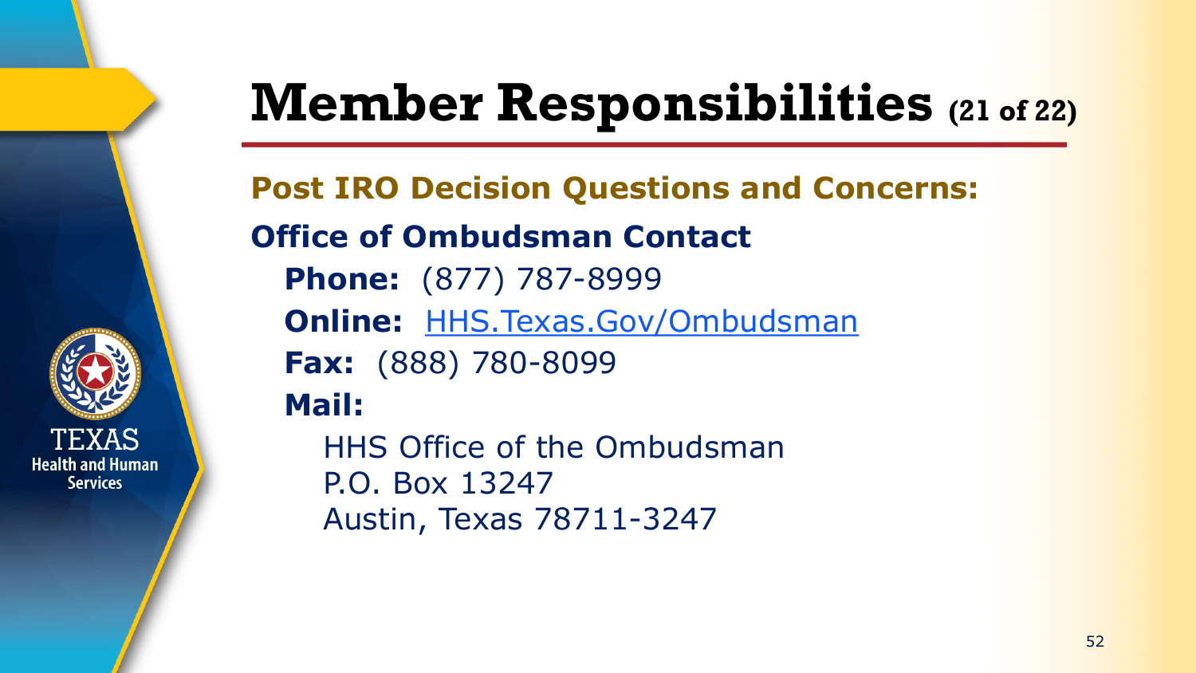# Member Responsibilities (21 of 22)

## Post IRO Decision Questions and Concerns:

### Office of Ombudsman Contact

**Phone:** (877) 787-8999

**Online:** [HHS.Texas.Gov/Ombudsman](HHS.Texas.Gov/Ombudsman)

**Fax:** (888) 780-8099

**Mail:**

HHS Office of the Ombudsman
P.O. Box 13247
Austin, Texas 78711-3247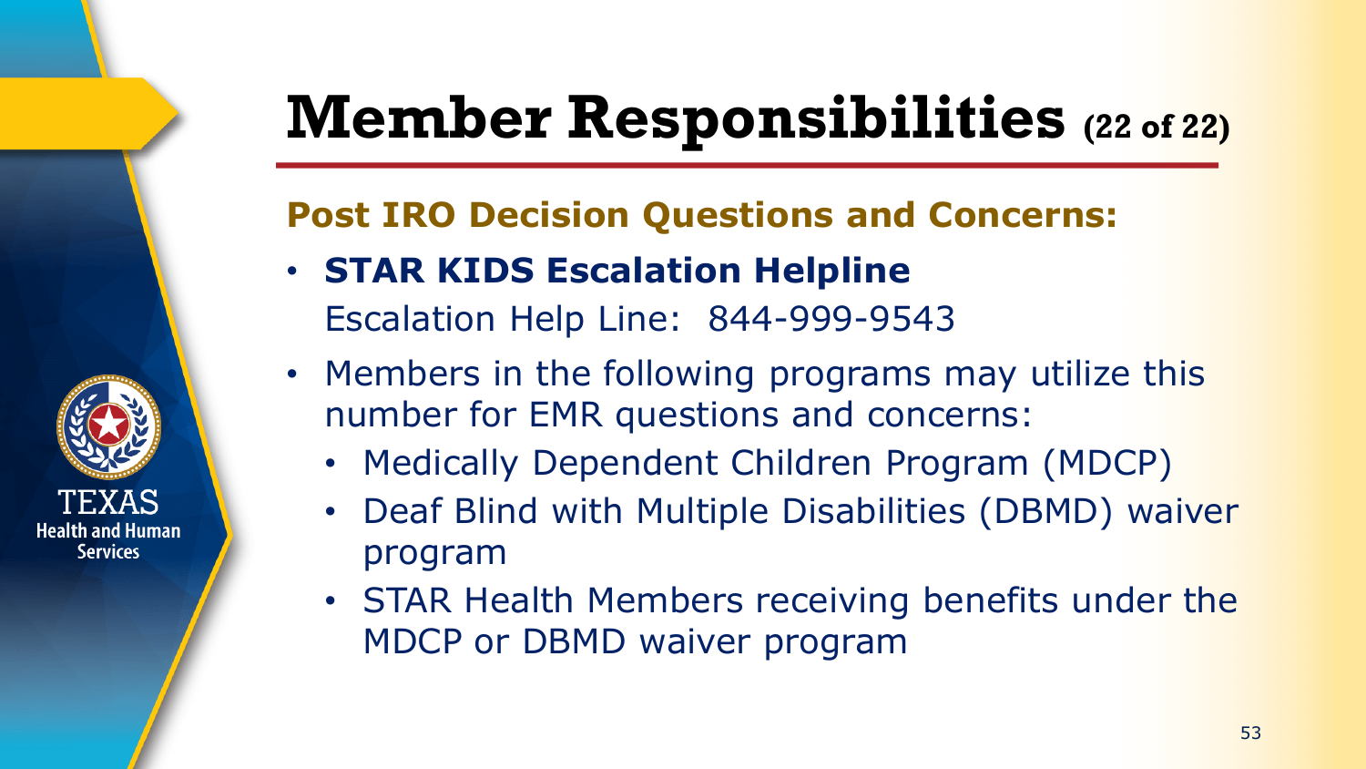# Member Responsibilities (22 of 22)

## Post IRO Decision Questions and Concerns:

- **STAR KIDS Escalation Helpline**
  Escalation Help Line: 844-999-9543
- Members in the following programs may utilize this number for EMR questions and concerns:
  - Medically Dependent Children Program (MDCP)
  - Deaf Blind with Multiple Disabilities (DBMD) waiver program
  - STAR Health Members receiving benefits under the MDCP or DBMD waiver program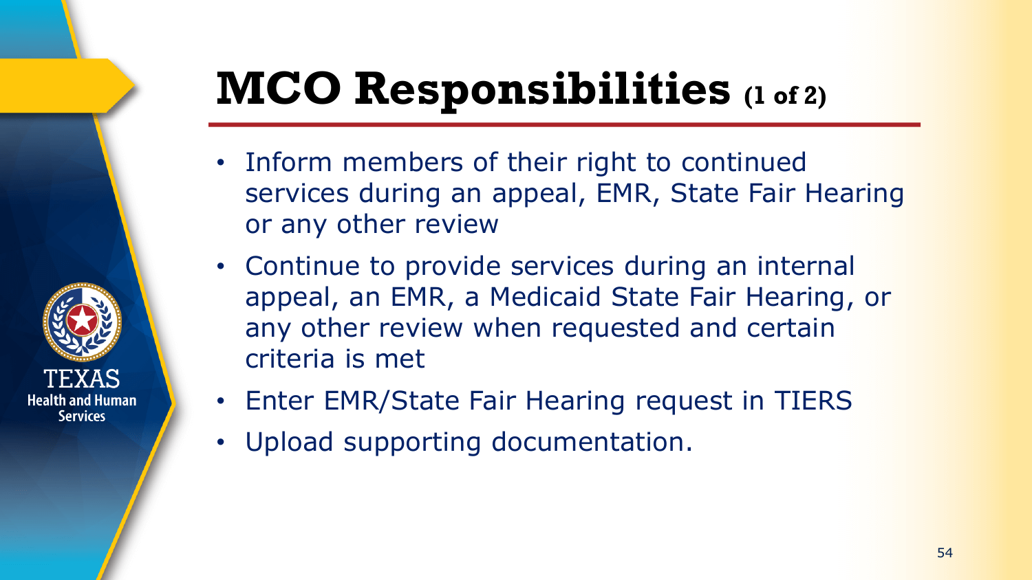# MCO Responsibilities (1 of 2)

- Inform members of their right to continued services during an appeal, EMR, State Fair Hearing or any other review
- Continue to provide services during an internal appeal, an EMR, a Medicaid State Fair Hearing, or any other review when requested and certain criteria is met
- Enter EMR/State Fair Hearing request in TIERS
- Upload supporting documentation.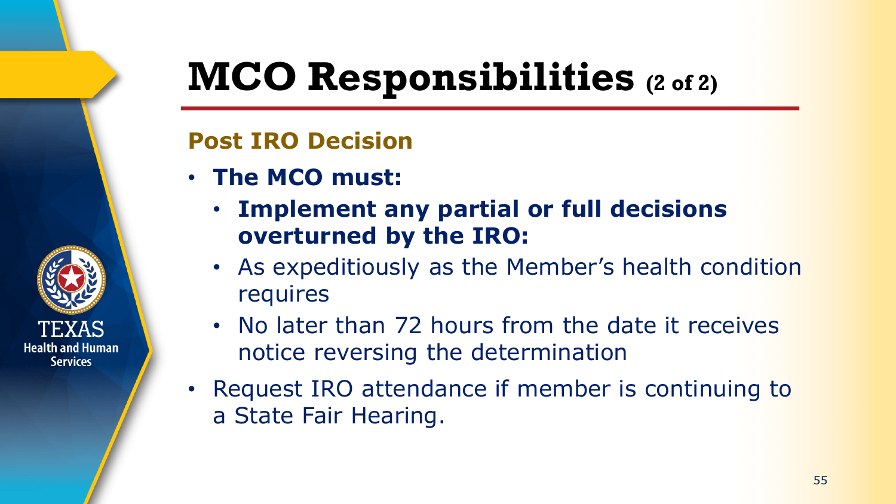# MCO Responsibilities (2 of 2)

## Post IRO Decision

- **The MCO must:**
  - **Implement any partial or full decisions overturned by the IRO:**
  - As expeditiously as the Member's health condition requires
  - No later than 72 hours from the date it receives notice reversing the determination
- Request IRO attendance if member is continuing to a State Fair Hearing.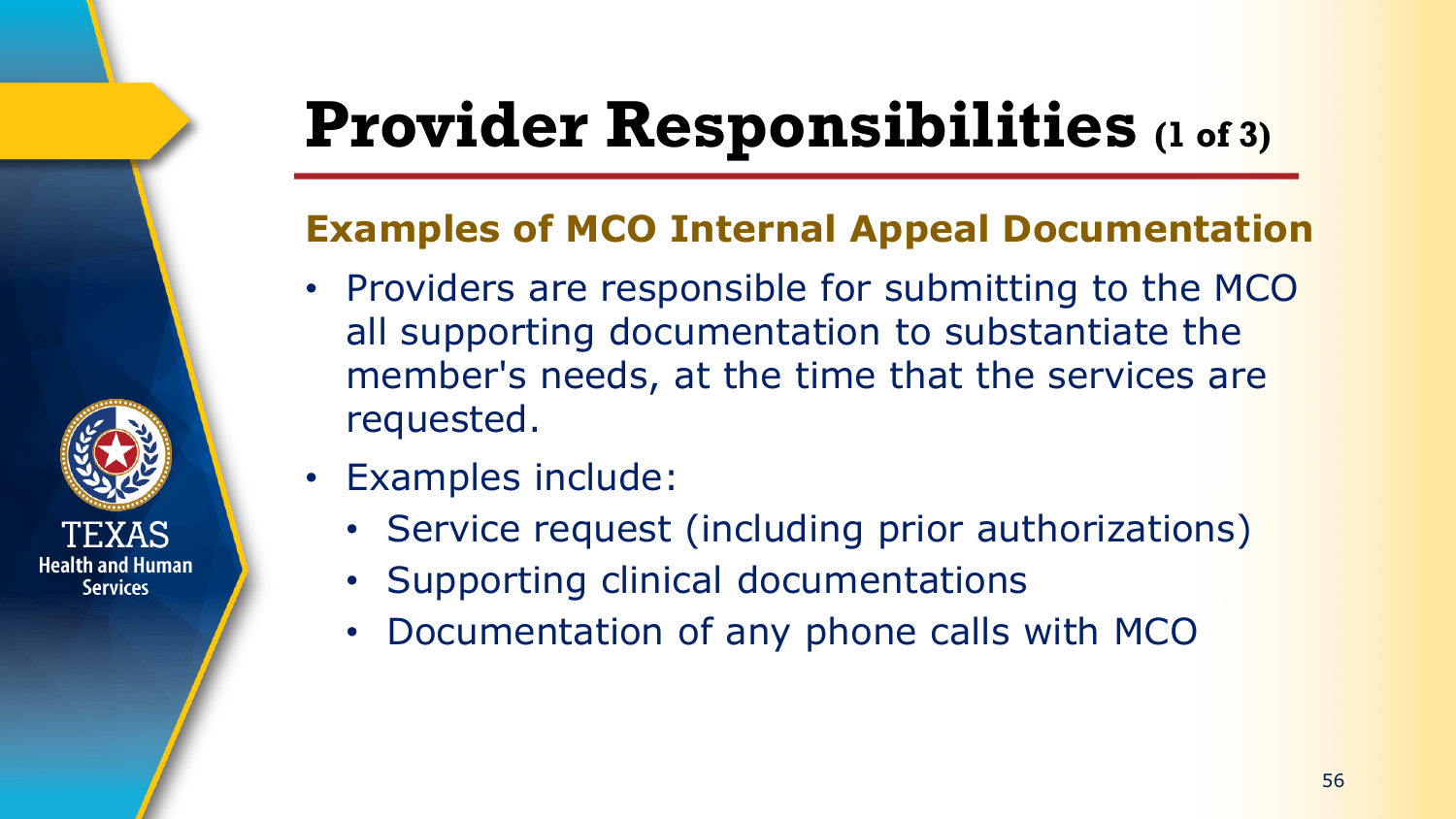# Provider Responsibilities (1 of 3)

## Examples of MCO Internal Appeal Documentation

- Providers are responsible for submitting to the MCO all supporting documentation to substantiate the member's needs, at the time that the services are requested.
- Examples include:
  - Service request (including prior authorizations)
  - Supporting clinical documentations
  - Documentation of any phone calls with MCO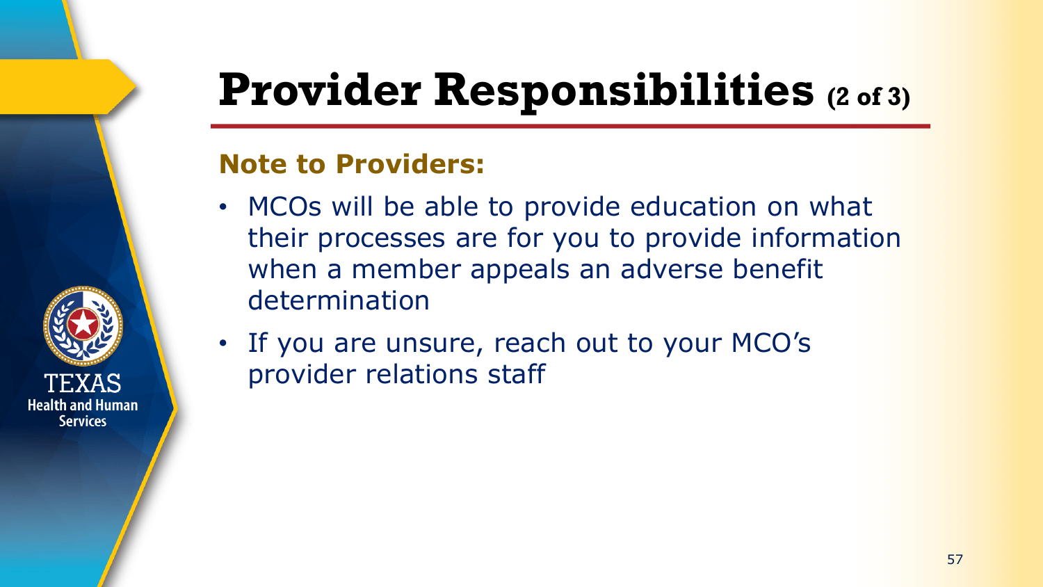# Provider Responsibilities (2 of 3)

**Note to Providers:**

- MCOs will be able to provide education on what their processes are for you to provide information when a member appeals an adverse benefit determination
- If you are unsure, reach out to your MCO's provider relations staff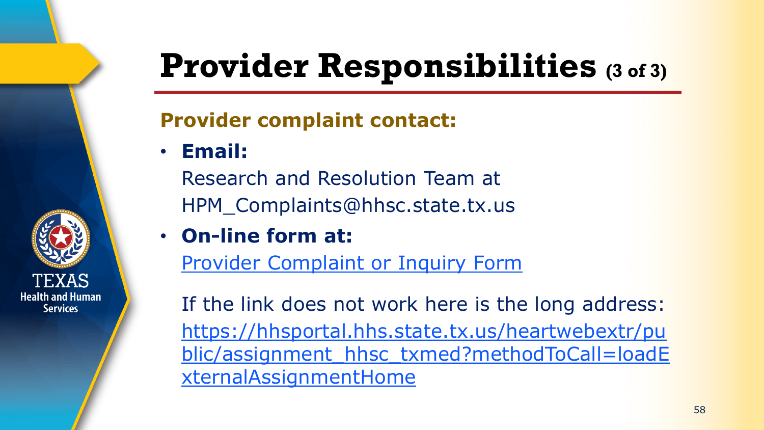# Provider Responsibilities (3 of 3)

## Provider complaint contact:

- **Email:**

  Research and Resolution Team at HPM_Complaints@hhsc.state.tx.us

- **On-line form at:**

  Provider Complaint or Inquiry Form

  If the link does not work here is the long address: https://hhsportal.hhs.state.tx.us/heartwebextr/public/assignment_hhsc_txmed?methodToCall=loadExternalAssignmentHome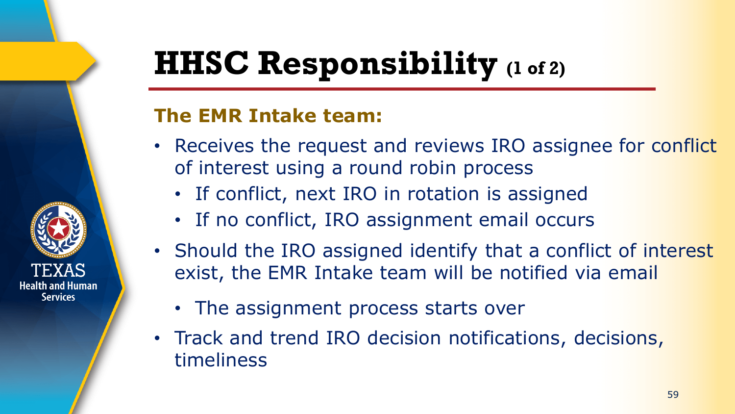# HHSC Responsibility (1 of 2)

**The EMR Intake team:**

- Receives the request and reviews IRO assignee for conflict of interest using a round robin process
  - If conflict, next IRO in rotation is assigned
  - If no conflict, IRO assignment email occurs
- Should the IRO assigned identify that a conflict of interest exist, the EMR Intake team will be notified via email
  - The assignment process starts over
- Track and trend IRO decision notifications, decisions, timeliness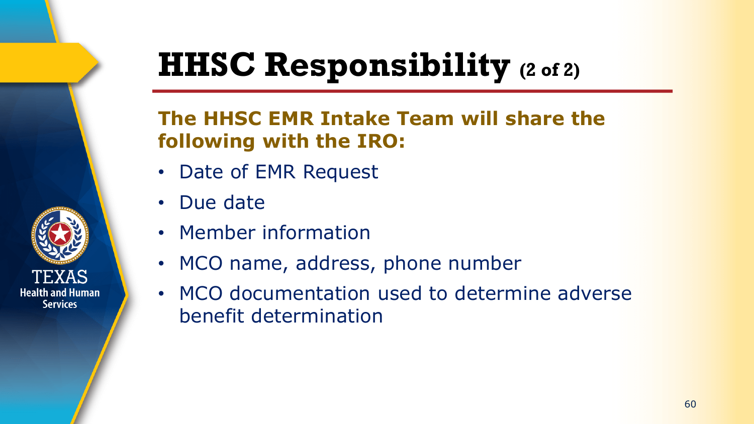# HHSC Responsibility (2 of 2)

**The HHSC EMR Intake Team will share the following with the IRO:**

- Date of EMR Request
- Due date
- Member information
- MCO name, address, phone number
- MCO documentation used to determine adverse benefit determination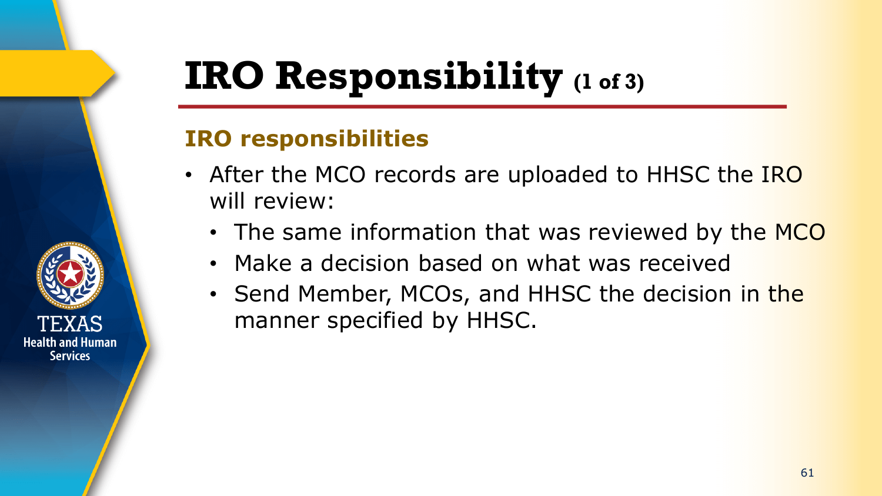# IRO Responsibility (1 of 3)

## IRO responsibilities

- After the MCO records are uploaded to HHSC the IRO will review:
  - The same information that was reviewed by the MCO
  - Make a decision based on what was received
  - Send Member, MCOs, and HHSC the decision in the manner specified by HHSC.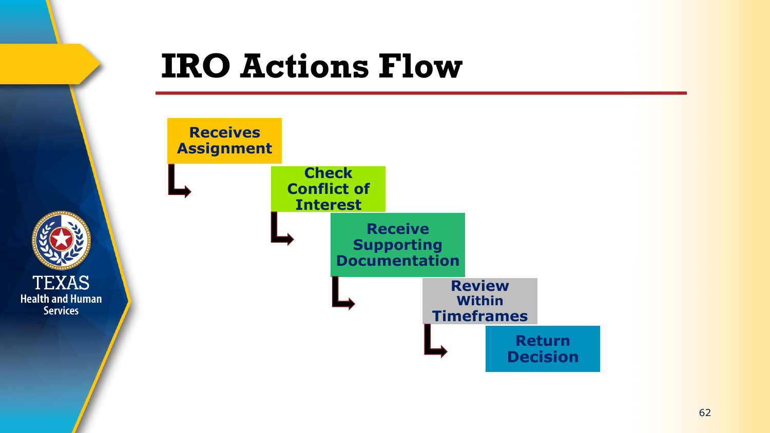# IRO Actions Flow

1. Receives Assignment
2. Check Conflict of Interest
3. Receive Supporting Documentation
4. Review Within Timeframes
5. Return Decision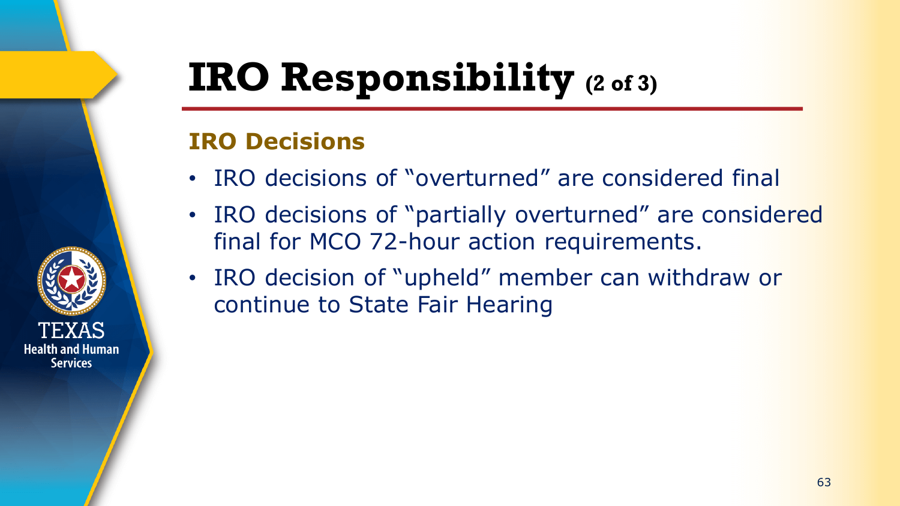# IRO Responsibility (2 of 3)

## IRO Decisions

- IRO decisions of "overturned" are considered final
- IRO decisions of "partially overturned" are considered final for MCO 72-hour action requirements.
- IRO decision of "upheld" member can withdraw or continue to State Fair Hearing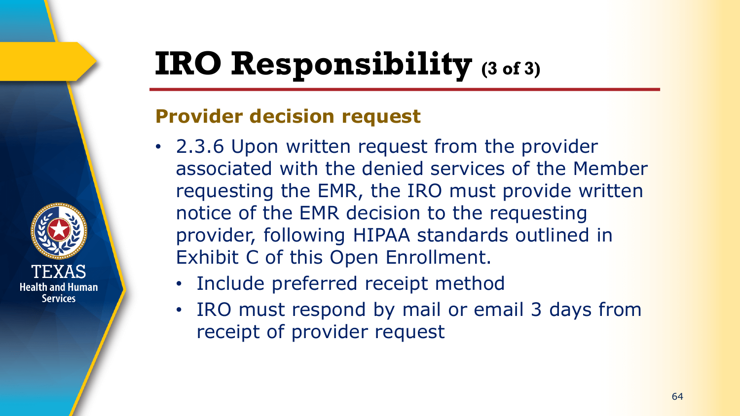# IRO Responsibility (3 of 3)

## Provider decision request

- 2.3.6 Upon written request from the provider associated with the denied services of the Member requesting the EMR, the IRO must provide written notice of the EMR decision to the requesting provider, following HIPAA standards outlined in Exhibit C of this Open Enrollment.
  - Include preferred receipt method
  - IRO must respond by mail or email 3 days from receipt of provider request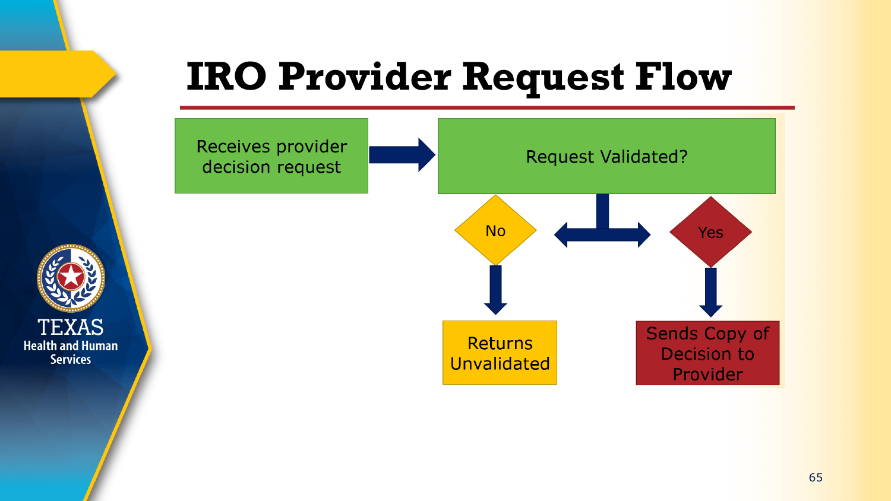# IRO Provider Request Flow

Receives provider decision request → Request Validated?

- No → Returns Unvalidated
- Yes → Sends Copy of Decision to Provider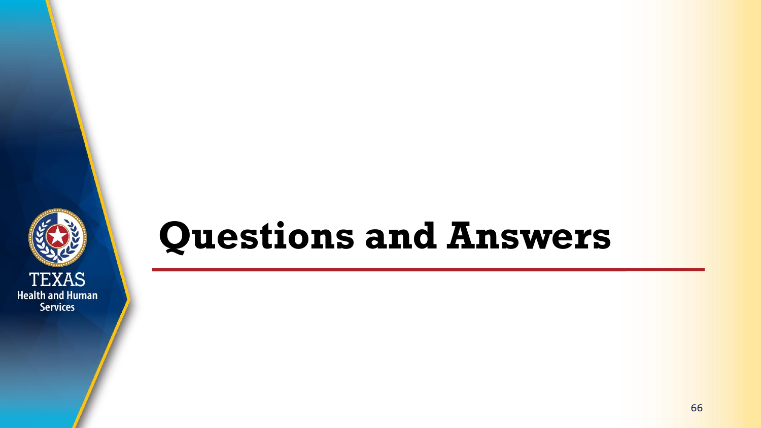# Questions and Answers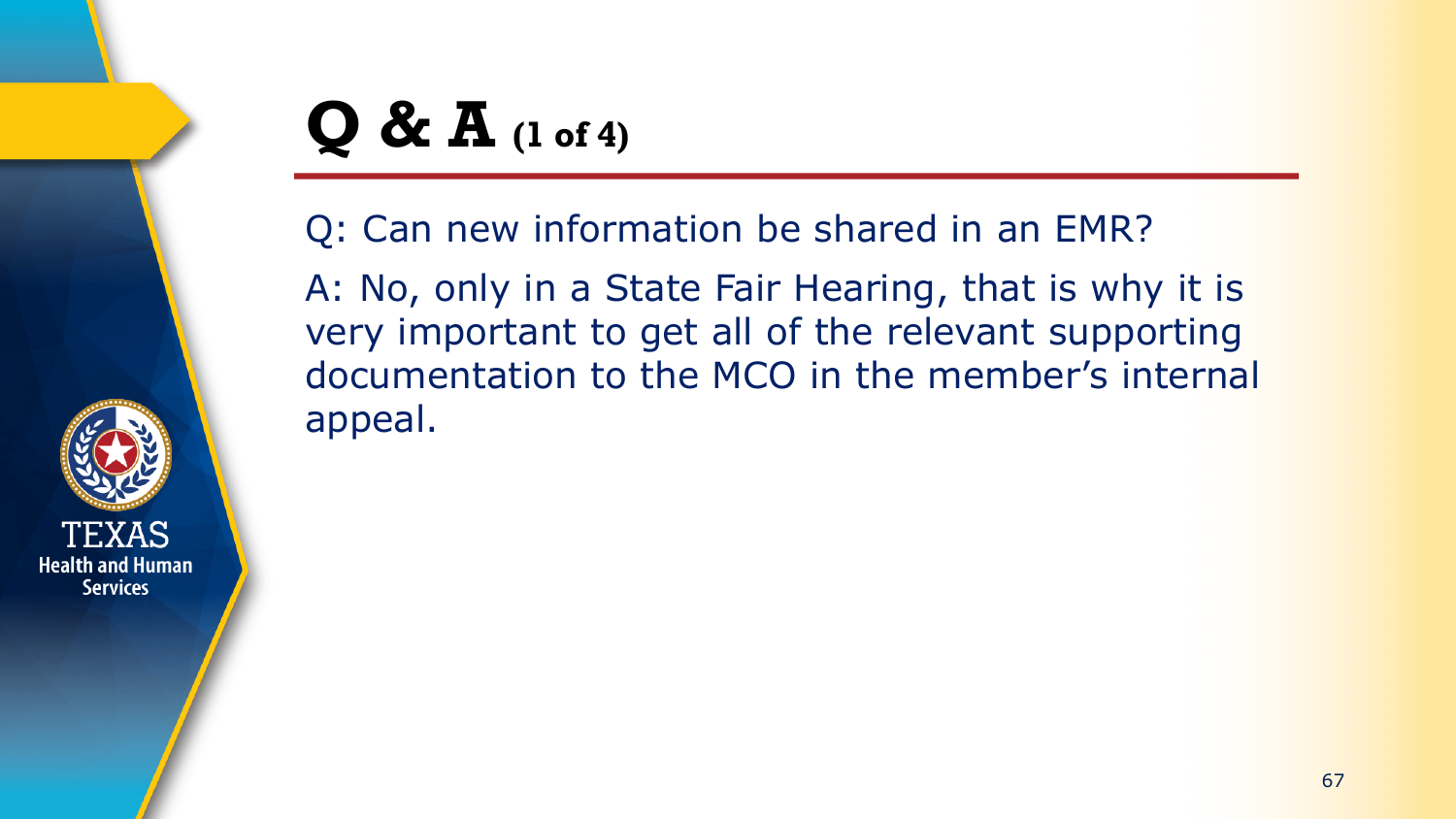# Q & A (1 of 4)

Q: Can new information be shared in an EMR?

A: No, only in a State Fair Hearing, that is why it is very important to get all of the relevant supporting documentation to the MCO in the member's internal appeal.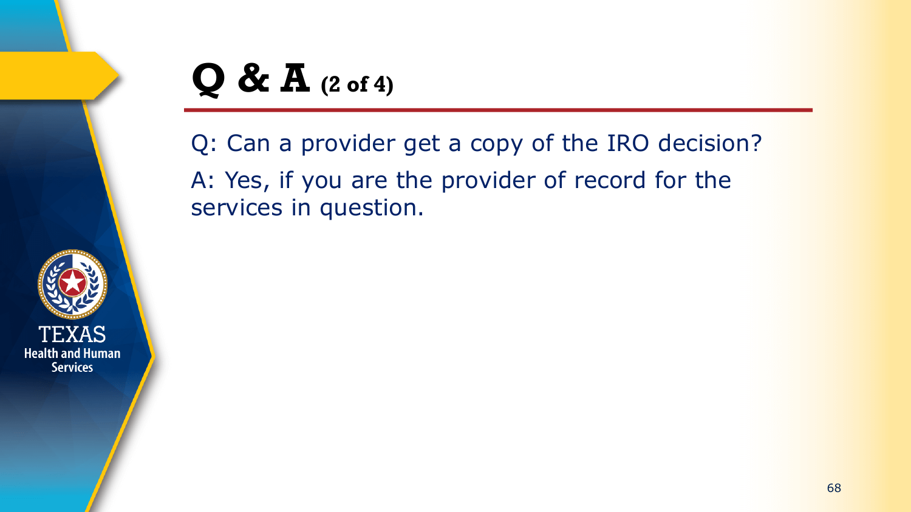# Q & A (2 of 4)

Q: Can a provider get a copy of the IRO decision?

A: Yes, if you are the provider of record for the services in question.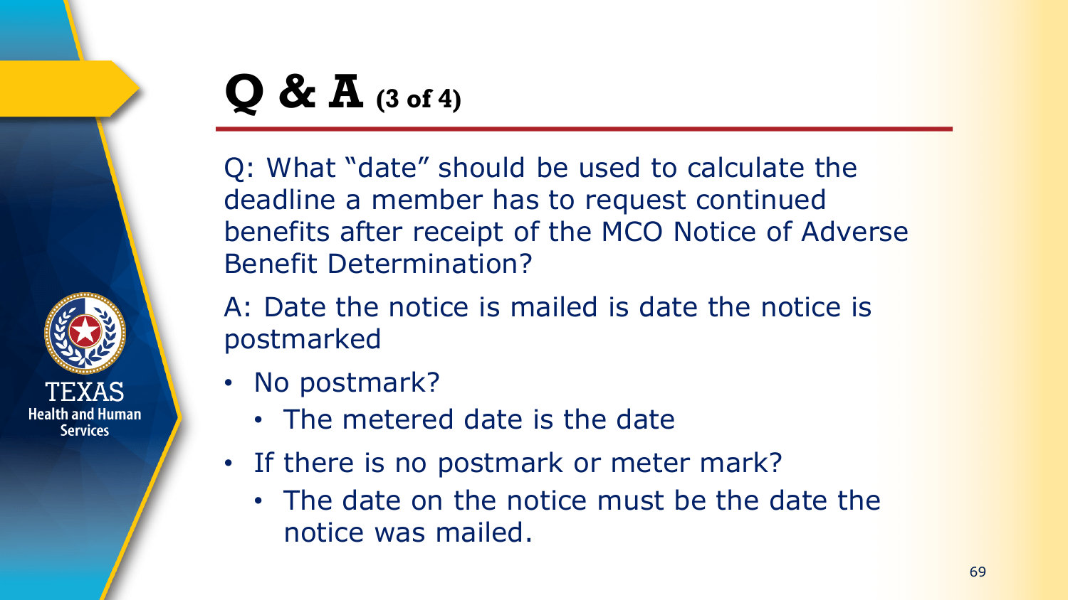# Q & A (3 of 4)

Q: What "date" should be used to calculate the deadline a member has to request continued benefits after receipt of the MCO Notice of Adverse Benefit Determination?

A: Date the notice is mailed is date the notice is postmarked

- No postmark?
  - The metered date is the date
- If there is no postmark or meter mark?
  - The date on the notice must be the date the notice was mailed.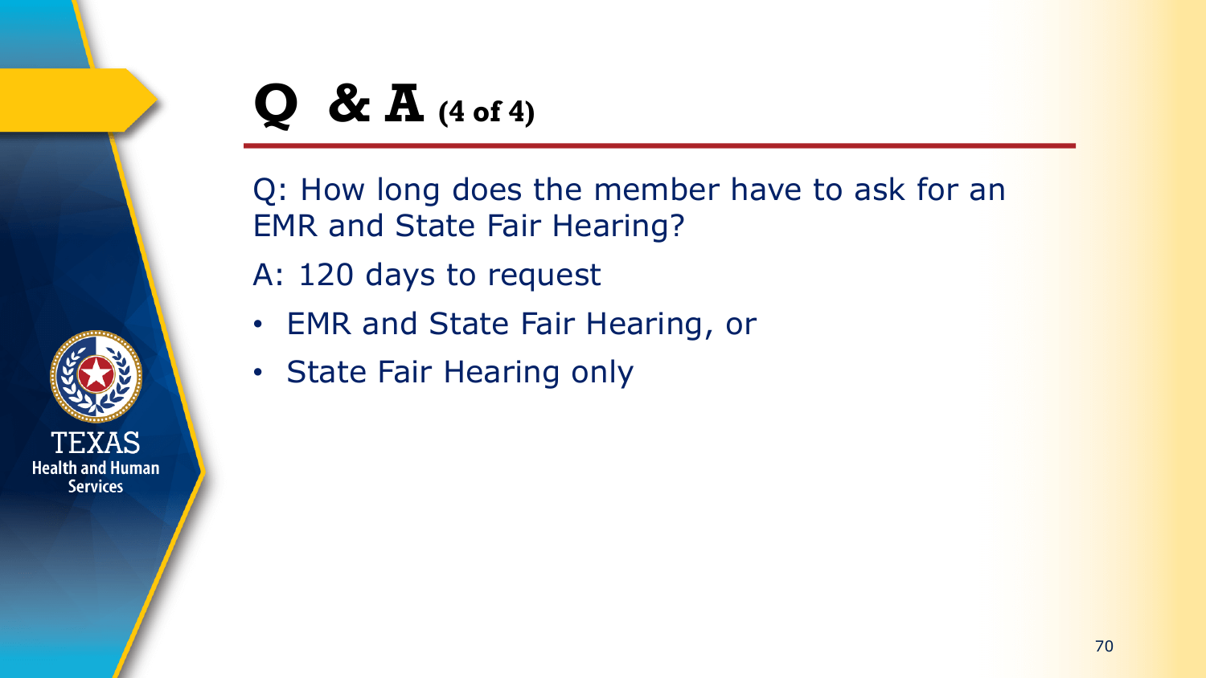# Q & A (4 of 4)

Q: How long does the member have to ask for an EMR and State Fair Hearing?

A: 120 days to request

- EMR and State Fair Hearing, or
- State Fair Hearing only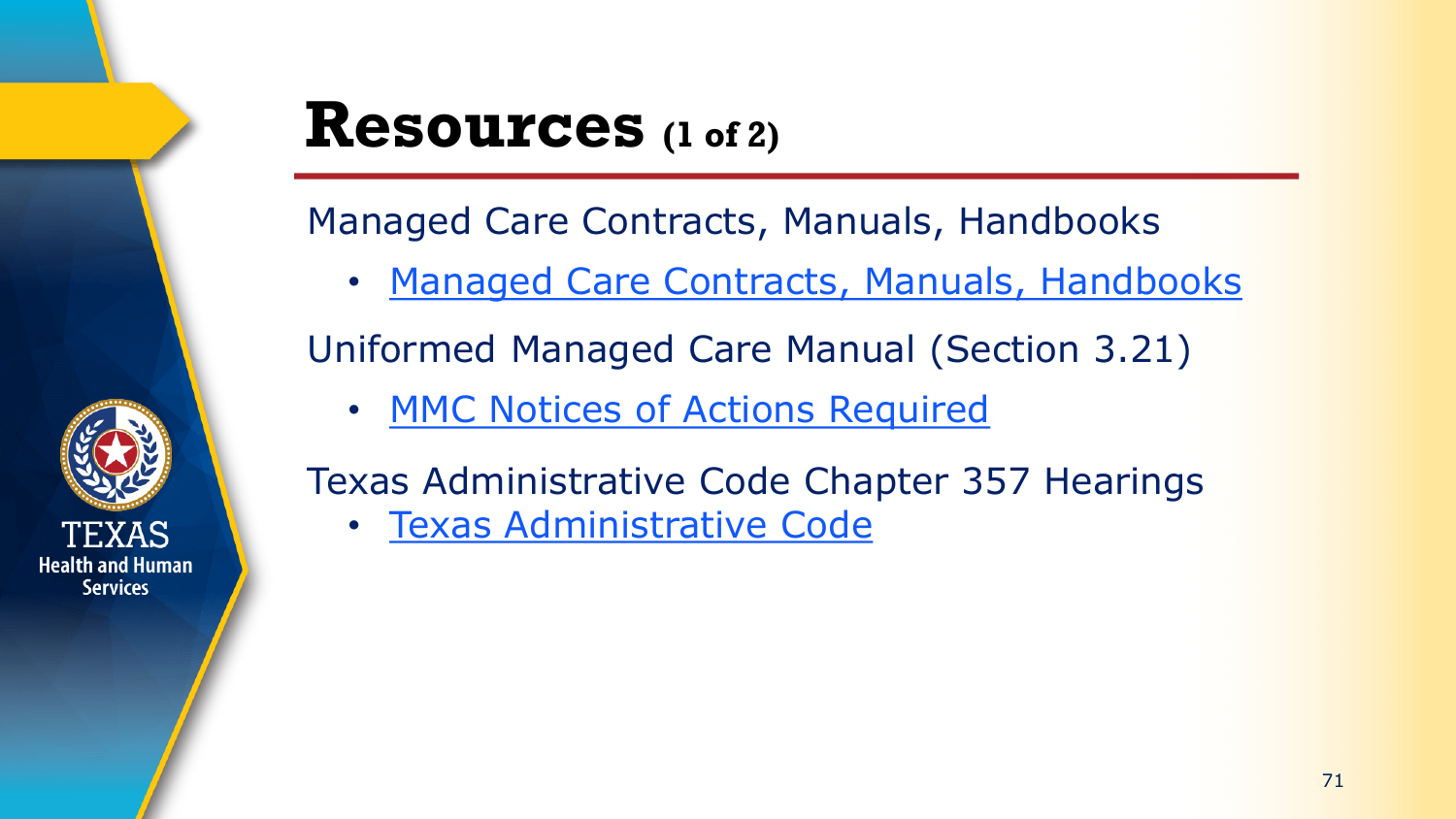# Resources (1 of 2)

Managed Care Contracts, Manuals, Handbooks

- Managed Care Contracts, Manuals, Handbooks

Uniformed Managed Care Manual (Section 3.21)

- MMC Notices of Actions Required

Texas Administrative Code Chapter 357 Hearings

- Texas Administrative Code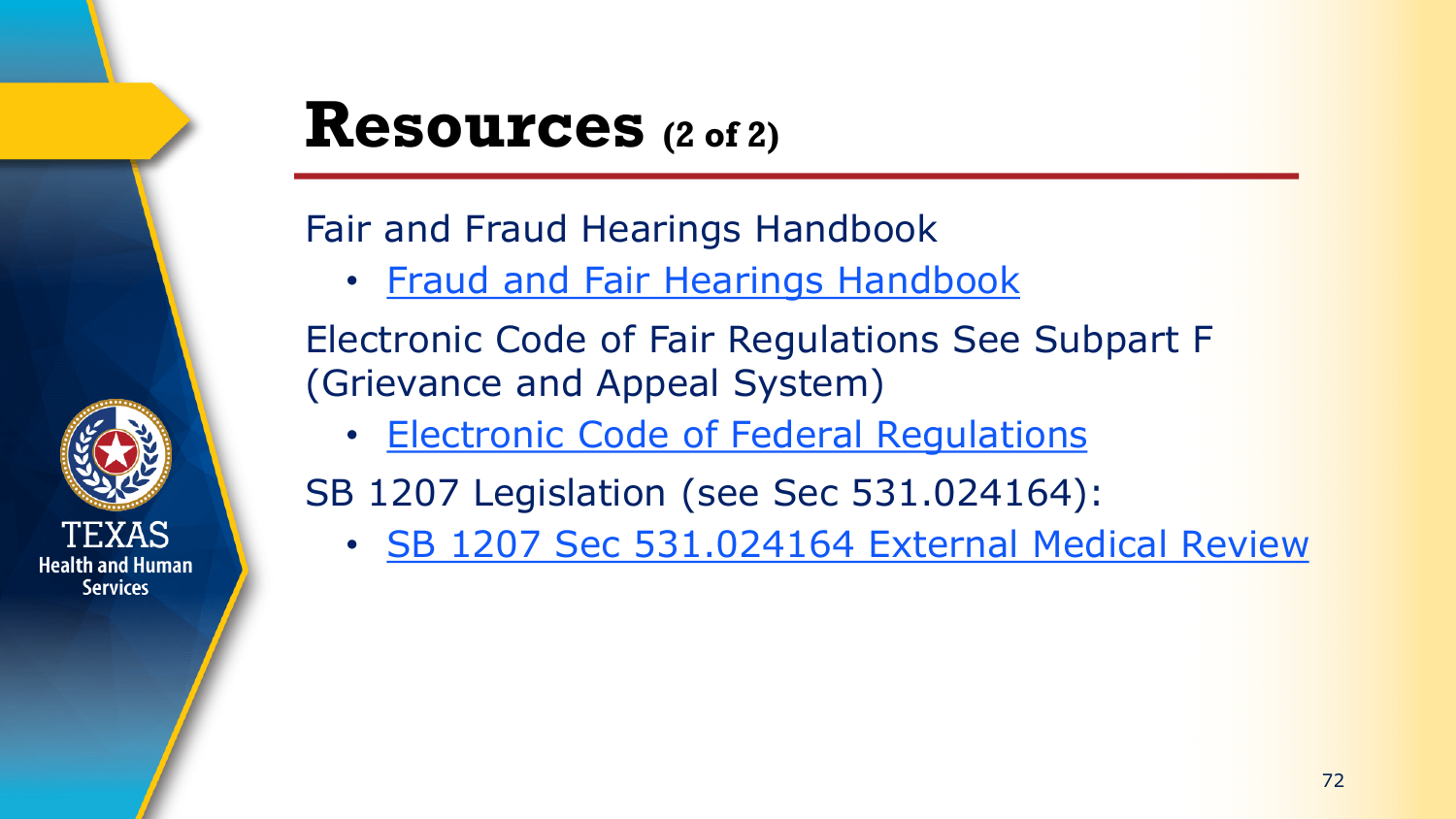# Resources (2 of 2)

Fair and Fraud Hearings Handbook

- Fraud and Fair Hearings Handbook

Electronic Code of Fair Regulations See Subpart F (Grievance and Appeal System)

- Electronic Code of Federal Regulations

SB 1207 Legislation (see Sec 531.024164):

- SB 1207 Sec 531.024164 External Medical Review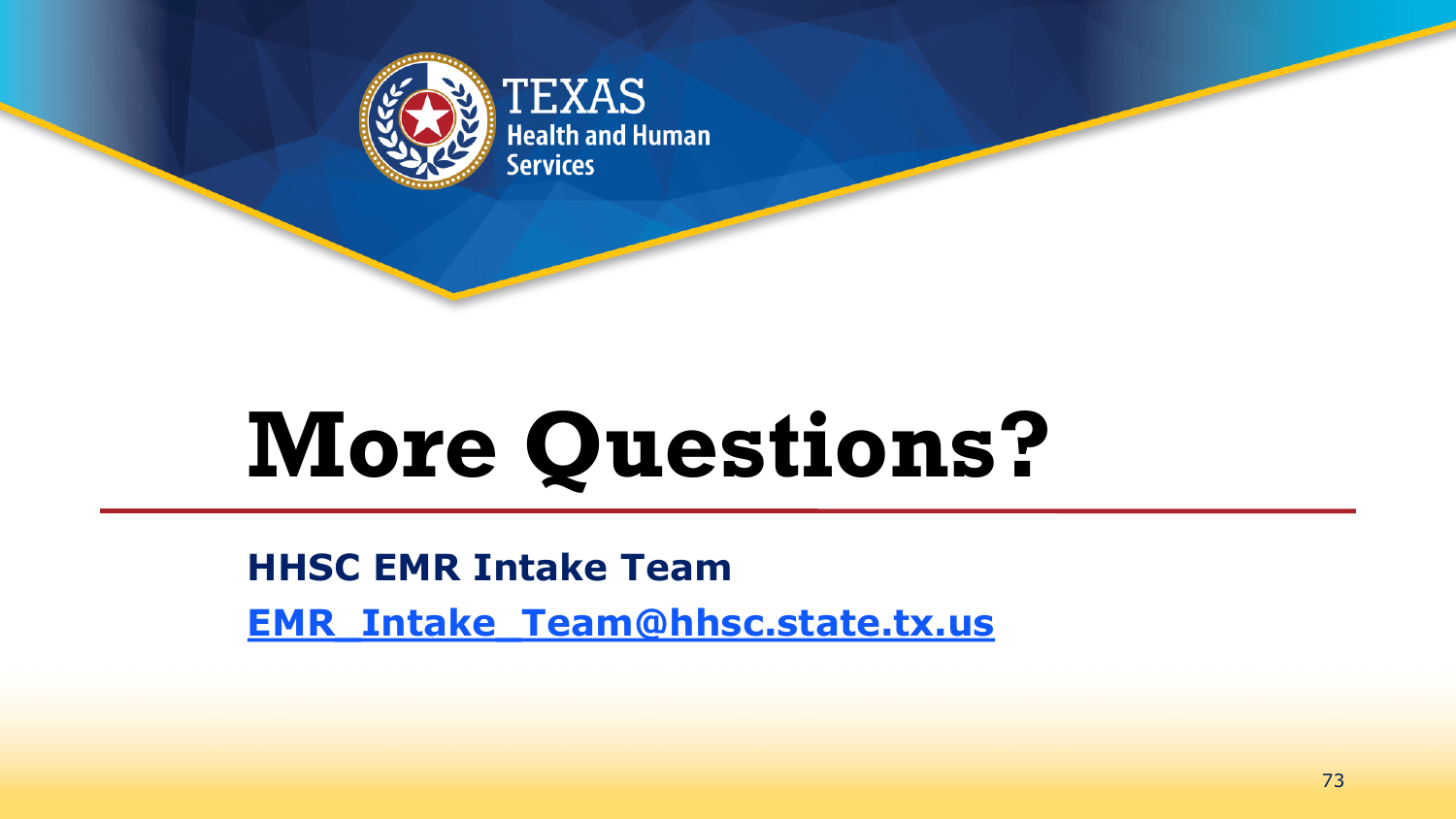# More Questions?

**HHSC EMR Intake Team**

**EMR_Intake_Team@hhsc.state.tx.us**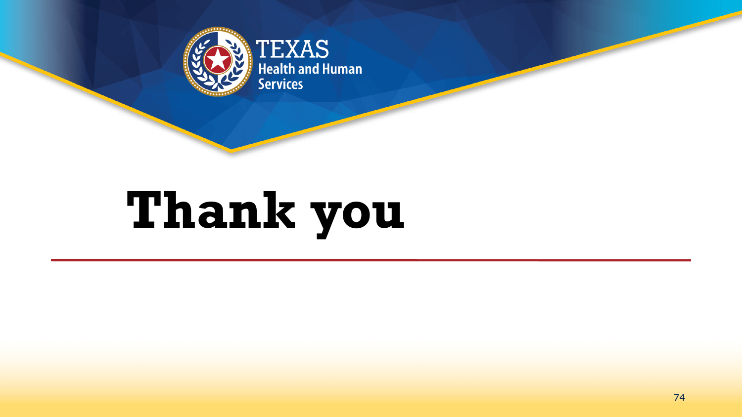TEXAS
Health and Human Services

# Thank you